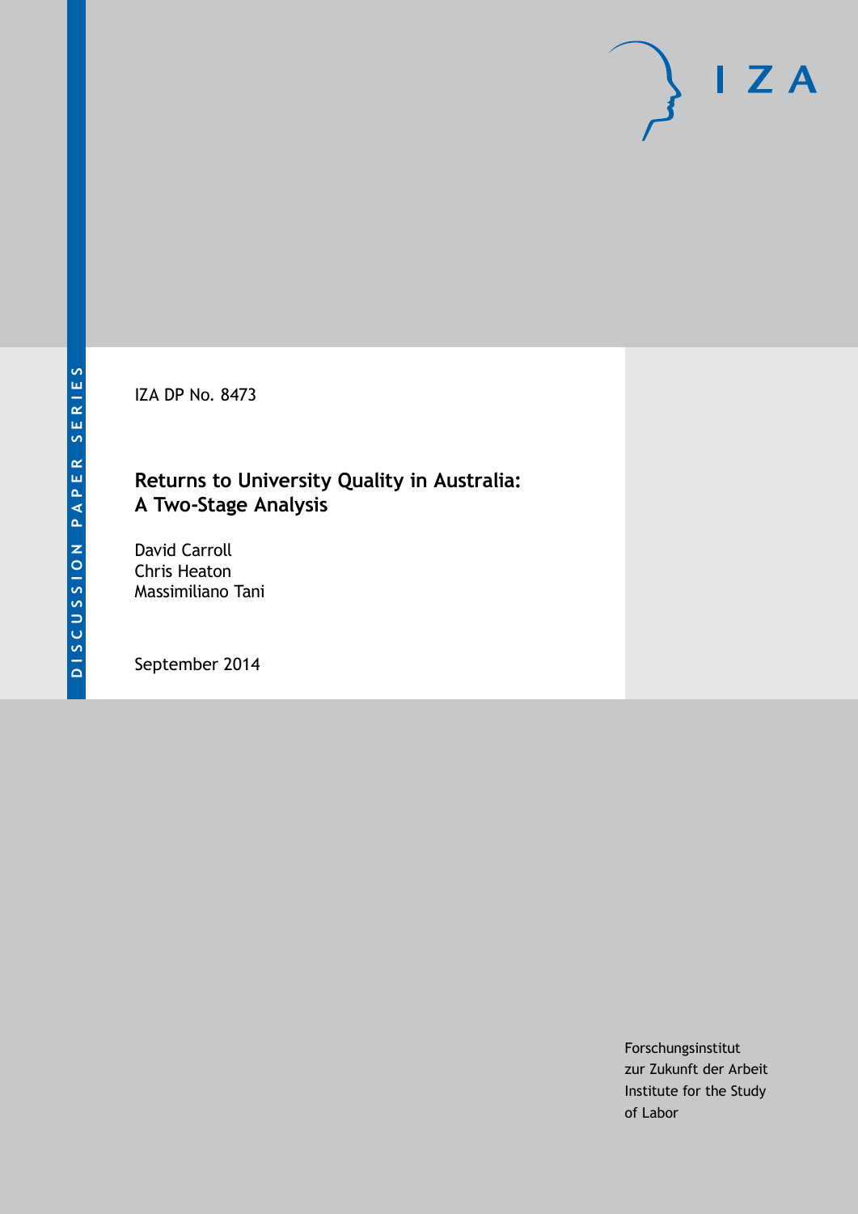DISCUSSION PAPER SERIES

IZA DP No. 8473

# Returns to University Quality in Australia: A Two-Stage Analysis

David Carroll
Chris Heaton
Massimiliano Tani

September 2014

Forschungsinstitut
zur Zukunft der Arbeit
Institute for the Study
of Labor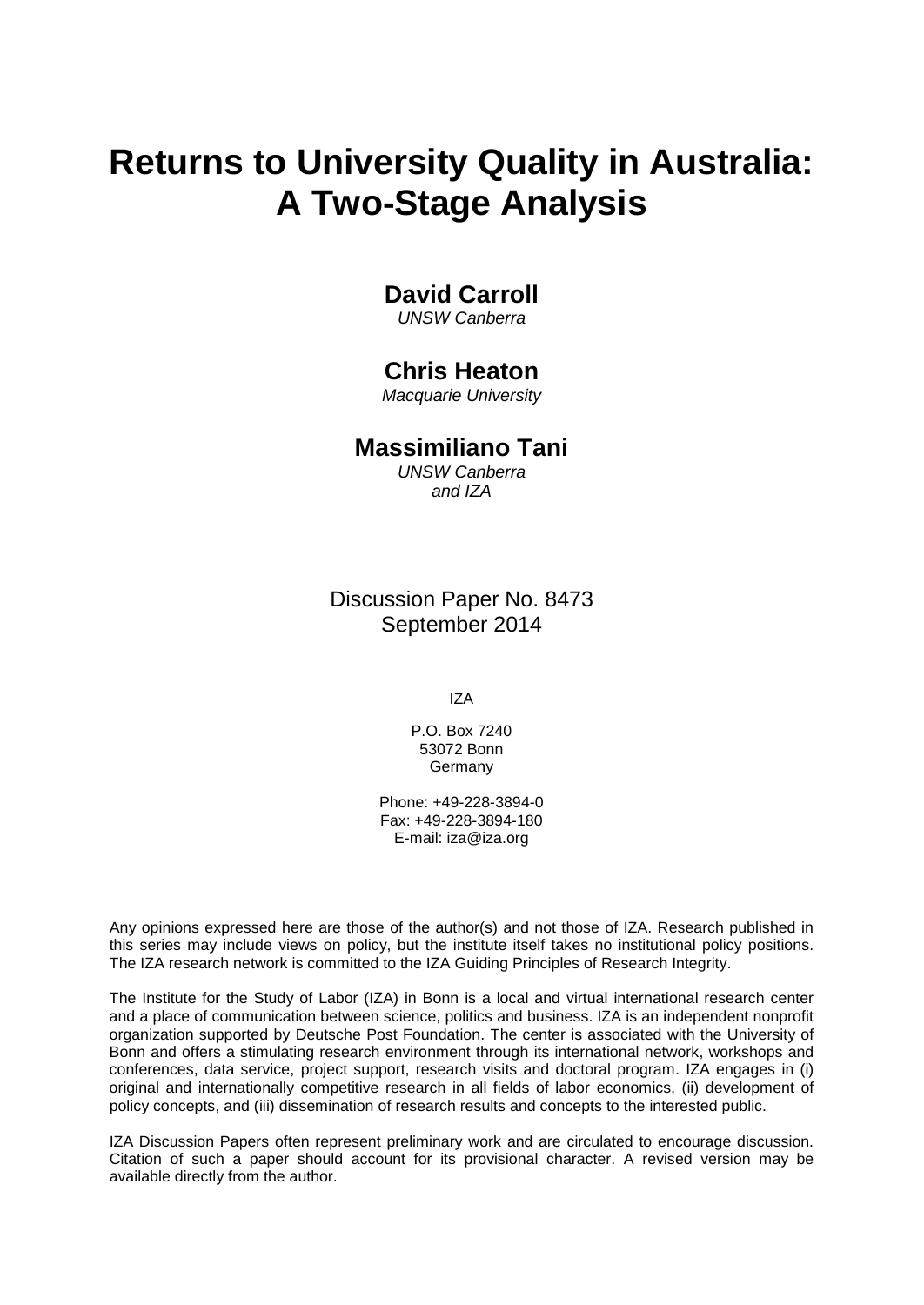# Returns to University Quality in Australia: A Two-Stage Analysis

**David Carroll**
*UNSW Canberra*

**Chris Heaton**
*Macquarie University*

**Massimiliano Tani**
*UNSW Canberra*
*and IZA*

Discussion Paper No. 8473
September 2014

IZA

P.O. Box 7240
53072 Bonn
Germany

Phone: +49-228-3894-0
Fax: +49-228-3894-180
E-mail: iza@iza.org

Any opinions expressed here are those of the author(s) and not those of IZA. Research published in this series may include views on policy, but the institute itself takes no institutional policy positions. The IZA research network is committed to the IZA Guiding Principles of Research Integrity.

The Institute for the Study of Labor (IZA) in Bonn is a local and virtual international research center and a place of communication between science, politics and business. IZA is an independent nonprofit organization supported by Deutsche Post Foundation. The center is associated with the University of Bonn and offers a stimulating research environment through its international network, workshops and conferences, data service, project support, research visits and doctoral program. IZA engages in (i) original and internationally competitive research in all fields of labor economics, (ii) development of policy concepts, and (iii) dissemination of research results and concepts to the interested public.

IZA Discussion Papers often represent preliminary work and are circulated to encourage discussion. Citation of such a paper should account for its provisional character. A revised version may be available directly from the author.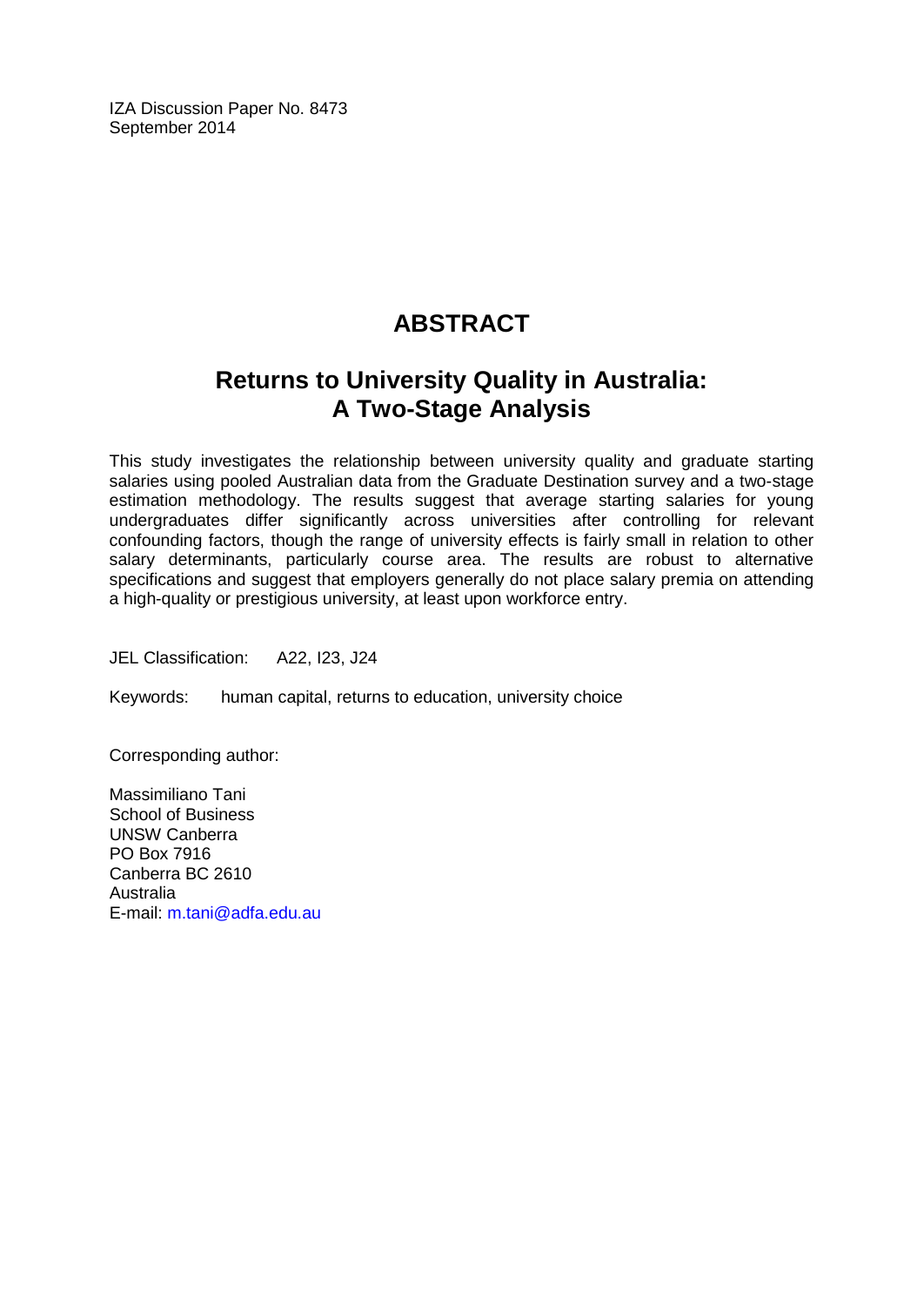IZA Discussion Paper No. 8473
September 2014

# ABSTRACT

## Returns to University Quality in Australia: A Two-Stage Analysis

This study investigates the relationship between university quality and graduate starting salaries using pooled Australian data from the Graduate Destination survey and a two-stage estimation methodology. The results suggest that average starting salaries for young undergraduates differ significantly across universities after controlling for relevant confounding factors, though the range of university effects is fairly small in relation to other salary determinants, particularly course area. The results are robust to alternative specifications and suggest that employers generally do not place salary premia on attending a high-quality or prestigious university, at least upon workforce entry.

JEL Classification: A22, I23, J24

Keywords: human capital, returns to education, university choice

Corresponding author:

Massimiliano Tani
School of Business
UNSW Canberra
PO Box 7916
Canberra BC 2610
Australia
E-mail: m.tani@adfa.edu.au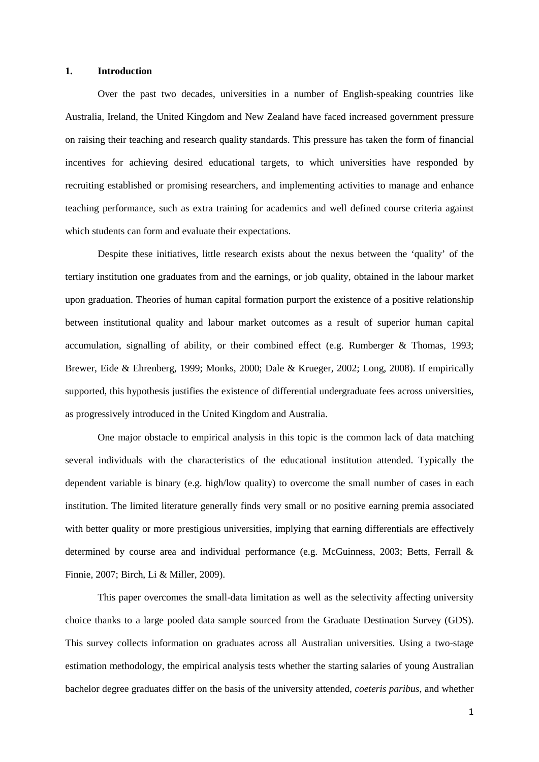## 1. Introduction

Over the past two decades, universities in a number of English-speaking countries like Australia, Ireland, the United Kingdom and New Zealand have faced increased government pressure on raising their teaching and research quality standards. This pressure has taken the form of financial incentives for achieving desired educational targets, to which universities have responded by recruiting established or promising researchers, and implementing activities to manage and enhance teaching performance, such as extra training for academics and well defined course criteria against which students can form and evaluate their expectations.

Despite these initiatives, little research exists about the nexus between the 'quality' of the tertiary institution one graduates from and the earnings, or job quality, obtained in the labour market upon graduation. Theories of human capital formation purport the existence of a positive relationship between institutional quality and labour market outcomes as a result of superior human capital accumulation, signalling of ability, or their combined effect (e.g. Rumberger & Thomas, 1993; Brewer, Eide & Ehrenberg, 1999; Monks, 2000; Dale & Krueger, 2002; Long, 2008). If empirically supported, this hypothesis justifies the existence of differential undergraduate fees across universities, as progressively introduced in the United Kingdom and Australia.

One major obstacle to empirical analysis in this topic is the common lack of data matching several individuals with the characteristics of the educational institution attended. Typically the dependent variable is binary (e.g. high/low quality) to overcome the small number of cases in each institution. The limited literature generally finds very small or no positive earning premia associated with better quality or more prestigious universities, implying that earning differentials are effectively determined by course area and individual performance (e.g. McGuinness, 2003; Betts, Ferrall & Finnie, 2007; Birch, Li & Miller, 2009).

This paper overcomes the small-data limitation as well as the selectivity affecting university choice thanks to a large pooled data sample sourced from the Graduate Destination Survey (GDS). This survey collects information on graduates across all Australian universities. Using a two-stage estimation methodology, the empirical analysis tests whether the starting salaries of young Australian bachelor degree graduates differ on the basis of the university attended, *coeteris paribus*, and whether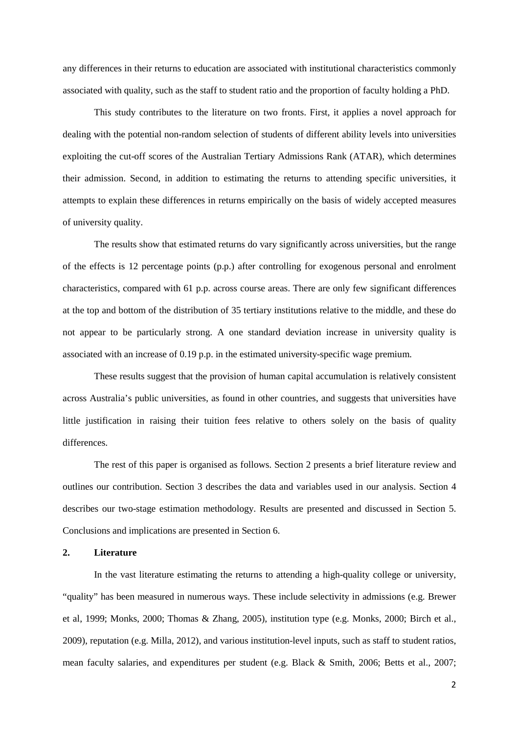any differences in their returns to education are associated with institutional characteristics commonly associated with quality, such as the staff to student ratio and the proportion of faculty holding a PhD.

This study contributes to the literature on two fronts. First, it applies a novel approach for dealing with the potential non-random selection of students of different ability levels into universities exploiting the cut-off scores of the Australian Tertiary Admissions Rank (ATAR), which determines their admission. Second, in addition to estimating the returns to attending specific universities, it attempts to explain these differences in returns empirically on the basis of widely accepted measures of university quality.

The results show that estimated returns do vary significantly across universities, but the range of the effects is 12 percentage points (p.p.) after controlling for exogenous personal and enrolment characteristics, compared with 61 p.p. across course areas. There are only few significant differences at the top and bottom of the distribution of 35 tertiary institutions relative to the middle, and these do not appear to be particularly strong. A one standard deviation increase in university quality is associated with an increase of 0.19 p.p. in the estimated university-specific wage premium.

These results suggest that the provision of human capital accumulation is relatively consistent across Australia's public universities, as found in other countries, and suggests that universities have little justification in raising their tuition fees relative to others solely on the basis of quality differences.

The rest of this paper is organised as follows. Section 2 presents a brief literature review and outlines our contribution. Section 3 describes the data and variables used in our analysis. Section 4 describes our two-stage estimation methodology. Results are presented and discussed in Section 5. Conclusions and implications are presented in Section 6.

## 2. Literature

In the vast literature estimating the returns to attending a high-quality college or university, "quality" has been measured in numerous ways. These include selectivity in admissions (e.g. Brewer et al, 1999; Monks, 2000; Thomas & Zhang, 2005), institution type (e.g. Monks, 2000; Birch et al., 2009), reputation (e.g. Milla, 2012), and various institution-level inputs, such as staff to student ratios, mean faculty salaries, and expenditures per student (e.g. Black & Smith, 2006; Betts et al., 2007;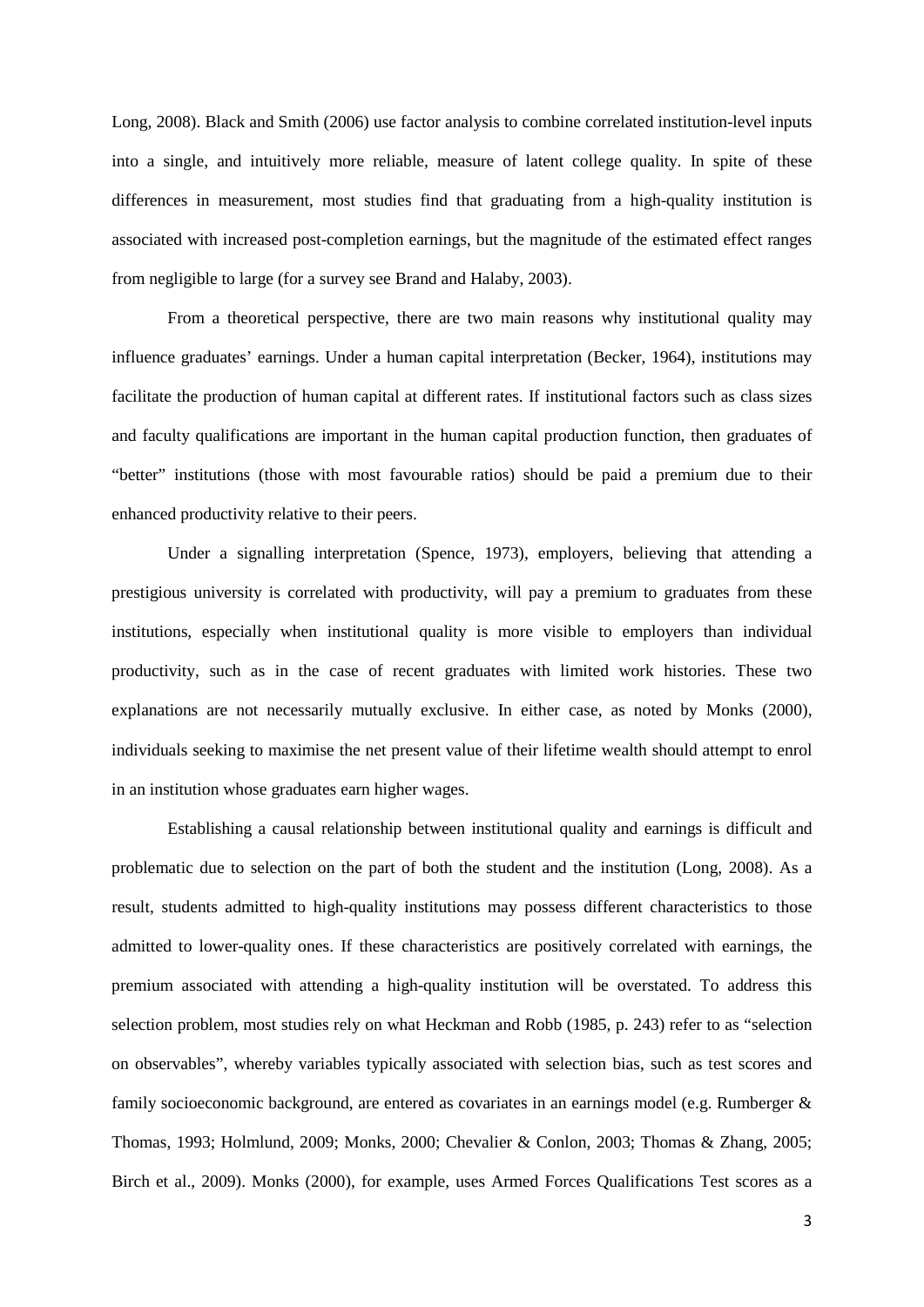Long, 2008). Black and Smith (2006) use factor analysis to combine correlated institution-level inputs into a single, and intuitively more reliable, measure of latent college quality. In spite of these differences in measurement, most studies find that graduating from a high-quality institution is associated with increased post-completion earnings, but the magnitude of the estimated effect ranges from negligible to large (for a survey see Brand and Halaby, 2003).

From a theoretical perspective, there are two main reasons why institutional quality may influence graduates' earnings. Under a human capital interpretation (Becker, 1964), institutions may facilitate the production of human capital at different rates. If institutional factors such as class sizes and faculty qualifications are important in the human capital production function, then graduates of "better" institutions (those with most favourable ratios) should be paid a premium due to their enhanced productivity relative to their peers.

Under a signalling interpretation (Spence, 1973), employers, believing that attending a prestigious university is correlated with productivity, will pay a premium to graduates from these institutions, especially when institutional quality is more visible to employers than individual productivity, such as in the case of recent graduates with limited work histories. These two explanations are not necessarily mutually exclusive. In either case, as noted by Monks (2000), individuals seeking to maximise the net present value of their lifetime wealth should attempt to enrol in an institution whose graduates earn higher wages.

Establishing a causal relationship between institutional quality and earnings is difficult and problematic due to selection on the part of both the student and the institution (Long, 2008). As a result, students admitted to high-quality institutions may possess different characteristics to those admitted to lower-quality ones. If these characteristics are positively correlated with earnings, the premium associated with attending a high-quality institution will be overstated. To address this selection problem, most studies rely on what Heckman and Robb (1985, p. 243) refer to as "selection on observables", whereby variables typically associated with selection bias, such as test scores and family socioeconomic background, are entered as covariates in an earnings model (e.g. Rumberger & Thomas, 1993; Holmlund, 2009; Monks, 2000; Chevalier & Conlon, 2003; Thomas & Zhang, 2005; Birch et al., 2009). Monks (2000), for example, uses Armed Forces Qualifications Test scores as a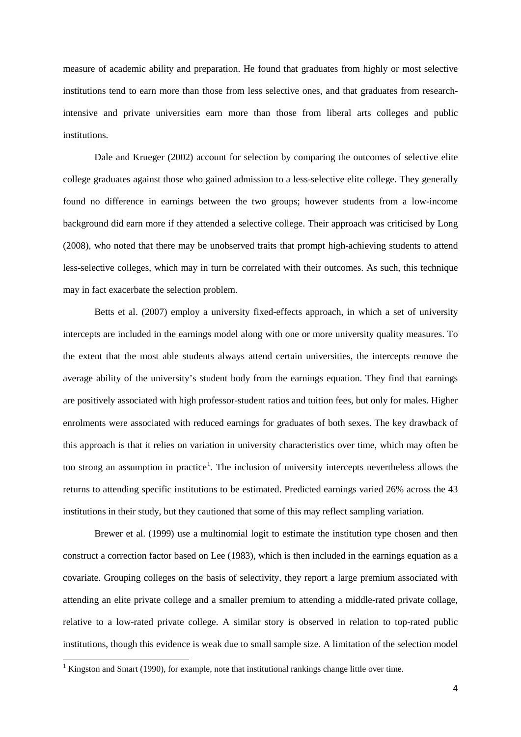measure of academic ability and preparation. He found that graduates from highly or most selective institutions tend to earn more than those from less selective ones, and that graduates from research-intensive and private universities earn more than those from liberal arts colleges and public institutions.

Dale and Krueger (2002) account for selection by comparing the outcomes of selective elite college graduates against those who gained admission to a less-selective elite college. They generally found no difference in earnings between the two groups; however students from a low-income background did earn more if they attended a selective college. Their approach was criticised by Long (2008), who noted that there may be unobserved traits that prompt high-achieving students to attend less-selective colleges, which may in turn be correlated with their outcomes. As such, this technique may in fact exacerbate the selection problem.

Betts et al. (2007) employ a university fixed-effects approach, in which a set of university intercepts are included in the earnings model along with one or more university quality measures. To the extent that the most able students always attend certain universities, the intercepts remove the average ability of the university's student body from the earnings equation. They find that earnings are positively associated with high professor-student ratios and tuition fees, but only for males. Higher enrolments were associated with reduced earnings for graduates of both sexes. The key drawback of this approach is that it relies on variation in university characteristics over time, which may often be too strong an assumption in practice[1]. The inclusion of university intercepts nevertheless allows the returns to attending specific institutions to be estimated. Predicted earnings varied 26% across the 43 institutions in their study, but they cautioned that some of this may reflect sampling variation.

Brewer et al. (1999) use a multinomial logit to estimate the institution type chosen and then construct a correction factor based on Lee (1983), which is then included in the earnings equation as a covariate. Grouping colleges on the basis of selectivity, they report a large premium associated with attending an elite private college and a smaller premium to attending a middle-rated private collage, relative to a low-rated private college. A similar story is observed in relation to top-rated public institutions, though this evidence is weak due to small sample size. A limitation of the selection model

[1] Kingston and Smart (1990), for example, note that institutional rankings change little over time.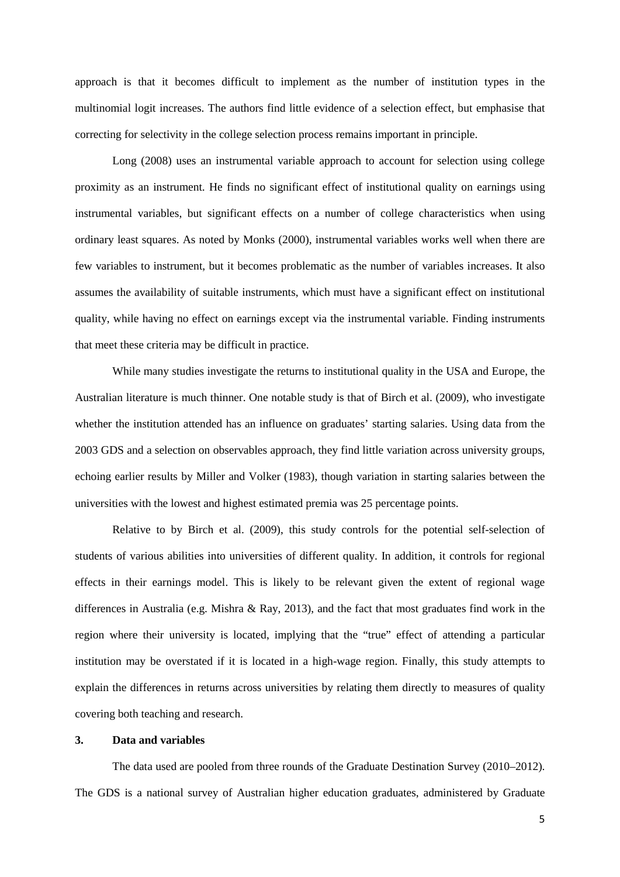approach is that it becomes difficult to implement as the number of institution types in the multinomial logit increases. The authors find little evidence of a selection effect, but emphasise that correcting for selectivity in the college selection process remains important in principle.

Long (2008) uses an instrumental variable approach to account for selection using college proximity as an instrument. He finds no significant effect of institutional quality on earnings using instrumental variables, but significant effects on a number of college characteristics when using ordinary least squares. As noted by Monks (2000), instrumental variables works well when there are few variables to instrument, but it becomes problematic as the number of variables increases. It also assumes the availability of suitable instruments, which must have a significant effect on institutional quality, while having no effect on earnings except via the instrumental variable. Finding instruments that meet these criteria may be difficult in practice.

While many studies investigate the returns to institutional quality in the USA and Europe, the Australian literature is much thinner. One notable study is that of Birch et al. (2009), who investigate whether the institution attended has an influence on graduates' starting salaries. Using data from the 2003 GDS and a selection on observables approach, they find little variation across university groups, echoing earlier results by Miller and Volker (1983), though variation in starting salaries between the universities with the lowest and highest estimated premia was 25 percentage points.

Relative to by Birch et al. (2009), this study controls for the potential self-selection of students of various abilities into universities of different quality. In addition, it controls for regional effects in their earnings model. This is likely to be relevant given the extent of regional wage differences in Australia (e.g. Mishra & Ray, 2013), and the fact that most graduates find work in the region where their university is located, implying that the "true" effect of attending a particular institution may be overstated if it is located in a high-wage region. Finally, this study attempts to explain the differences in returns across universities by relating them directly to measures of quality covering both teaching and research.

## 3. Data and variables

The data used are pooled from three rounds of the Graduate Destination Survey (2010–2012). The GDS is a national survey of Australian higher education graduates, administered by Graduate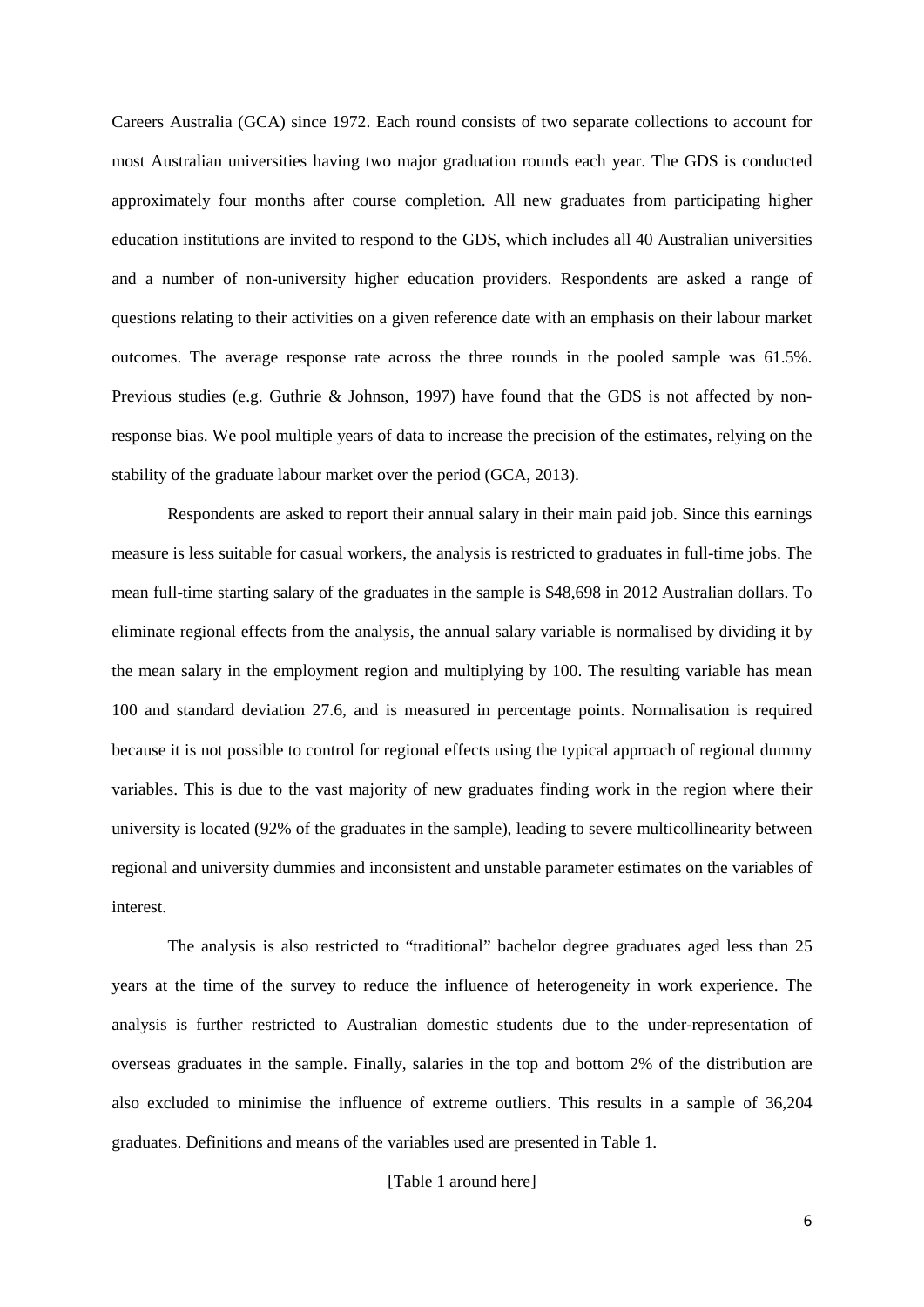Careers Australia (GCA) since 1972. Each round consists of two separate collections to account for most Australian universities having two major graduation rounds each year. The GDS is conducted approximately four months after course completion. All new graduates from participating higher education institutions are invited to respond to the GDS, which includes all 40 Australian universities and a number of non-university higher education providers. Respondents are asked a range of questions relating to their activities on a given reference date with an emphasis on their labour market outcomes. The average response rate across the three rounds in the pooled sample was 61.5%. Previous studies (e.g. Guthrie & Johnson, 1997) have found that the GDS is not affected by non-response bias. We pool multiple years of data to increase the precision of the estimates, relying on the stability of the graduate labour market over the period (GCA, 2013).

Respondents are asked to report their annual salary in their main paid job. Since this earnings measure is less suitable for casual workers, the analysis is restricted to graduates in full-time jobs. The mean full-time starting salary of the graduates in the sample is $48,698 in 2012 Australian dollars. To eliminate regional effects from the analysis, the annual salary variable is normalised by dividing it by the mean salary in the employment region and multiplying by 100. The resulting variable has mean 100 and standard deviation 27.6, and is measured in percentage points. Normalisation is required because it is not possible to control for regional effects using the typical approach of regional dummy variables. This is due to the vast majority of new graduates finding work in the region where their university is located (92% of the graduates in the sample), leading to severe multicollinearity between regional and university dummies and inconsistent and unstable parameter estimates on the variables of interest.

The analysis is also restricted to "traditional" bachelor degree graduates aged less than 25 years at the time of the survey to reduce the influence of heterogeneity in work experience. The analysis is further restricted to Australian domestic students due to the under-representation of overseas graduates in the sample. Finally, salaries in the top and bottom 2% of the distribution are also excluded to minimise the influence of extreme outliers. This results in a sample of 36,204 graduates. Definitions and means of the variables used are presented in Table 1.

[Table 1 around here]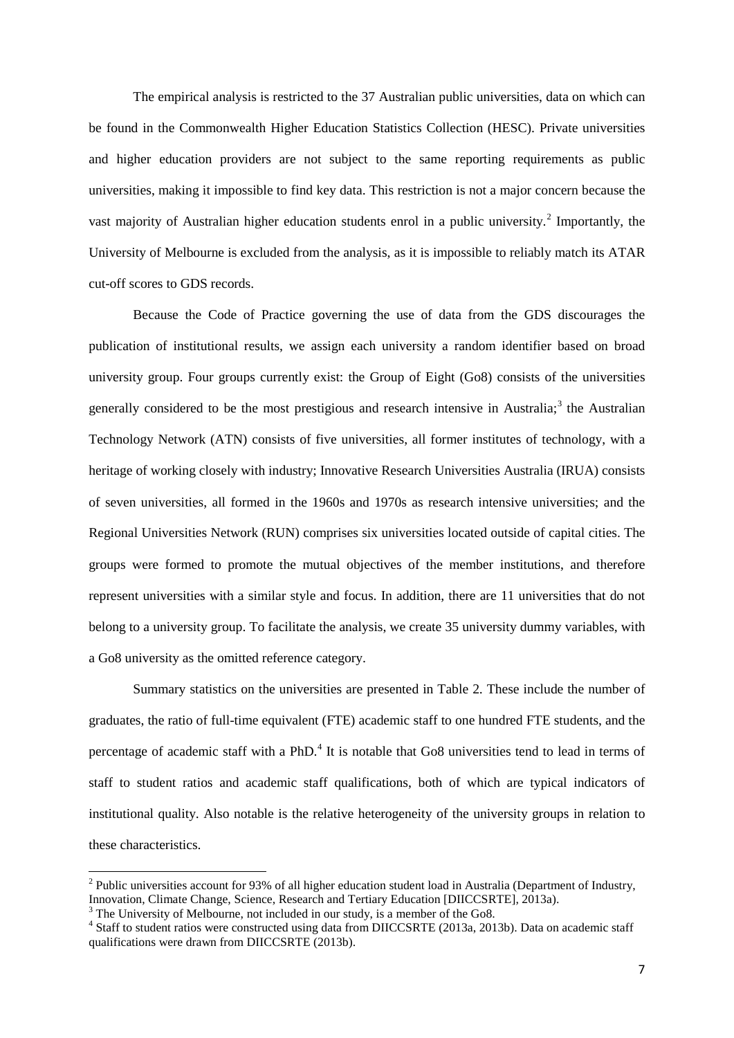The empirical analysis is restricted to the 37 Australian public universities, data on which can be found in the Commonwealth Higher Education Statistics Collection (HESC). Private universities and higher education providers are not subject to the same reporting requirements as public universities, making it impossible to find key data. This restriction is not a major concern because the vast majority of Australian higher education students enrol in a public university.[2] Importantly, the University of Melbourne is excluded from the analysis, as it is impossible to reliably match its ATAR cut-off scores to GDS records.

Because the Code of Practice governing the use of data from the GDS discourages the publication of institutional results, we assign each university a random identifier based on broad university group. Four groups currently exist: the Group of Eight (Go8) consists of the universities generally considered to be the most prestigious and research intensive in Australia;[3] the Australian Technology Network (ATN) consists of five universities, all former institutes of technology, with a heritage of working closely with industry; Innovative Research Universities Australia (IRUA) consists of seven universities, all formed in the 1960s and 1970s as research intensive universities; and the Regional Universities Network (RUN) comprises six universities located outside of capital cities. The groups were formed to promote the mutual objectives of the member institutions, and therefore represent universities with a similar style and focus. In addition, there are 11 universities that do not belong to a university group. To facilitate the analysis, we create 35 university dummy variables, with a Go8 university as the omitted reference category.

Summary statistics on the universities are presented in Table 2. These include the number of graduates, the ratio of full-time equivalent (FTE) academic staff to one hundred FTE students, and the percentage of academic staff with a PhD.[4] It is notable that Go8 universities tend to lead in terms of staff to student ratios and academic staff qualifications, both of which are typical indicators of institutional quality. Also notable is the relative heterogeneity of the university groups in relation to these characteristics.

---

[2] Public universities account for 93% of all higher education student load in Australia (Department of Industry, Innovation, Climate Change, Science, Research and Tertiary Education [DIICCSRTE], 2013a).

[3] The University of Melbourne, not included in our study, is a member of the Go8.

[4] Staff to student ratios were constructed using data from DIICCSRTE (2013a, 2013b). Data on academic staff qualifications were drawn from DIICCSRTE (2013b).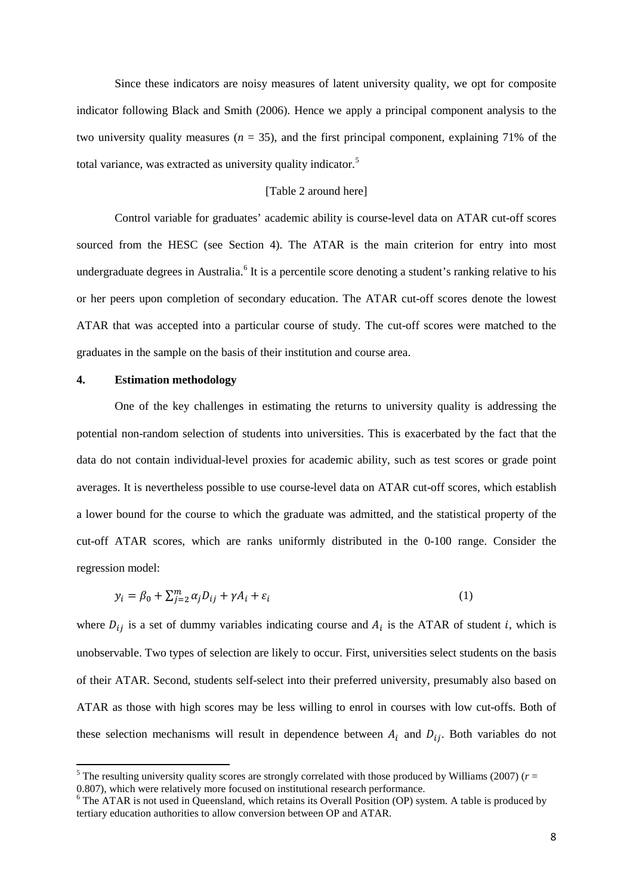Since these indicators are noisy measures of latent university quality, we opt for composite indicator following Black and Smith (2006). Hence we apply a principal component analysis to the two university quality measures ($n$ = 35), and the first principal component, explaining 71% of the total variance, was extracted as university quality indicator.[5]

[Table 2 around here]

Control variable for graduates' academic ability is course-level data on ATAR cut-off scores sourced from the HESC (see Section 4). The ATAR is the main criterion for entry into most undergraduate degrees in Australia.[6] It is a percentile score denoting a student's ranking relative to his or her peers upon completion of secondary education. The ATAR cut-off scores denote the lowest ATAR that was accepted into a particular course of study. The cut-off scores were matched to the graduates in the sample on the basis of their institution and course area.

## 4. Estimation methodology

One of the key challenges in estimating the returns to university quality is addressing the potential non-random selection of students into universities. This is exacerbated by the fact that the data do not contain individual-level proxies for academic ability, such as test scores or grade point averages. It is nevertheless possible to use course-level data on ATAR cut-off scores, which establish a lower bound for the course to which the graduate was admitted, and the statistical property of the cut-off ATAR scores, which are ranks uniformly distributed in the 0-100 range. Consider the regression model:

$$y_i = \beta_0 + \sum_{j=2}^{m} \alpha_j D_{ij} + \gamma A_i + \varepsilon_i \tag{1}$$

where $D_{ij}$ is a set of dummy variables indicating course and $A_i$ is the ATAR of student $i$, which is unobservable. Two types of selection are likely to occur. First, universities select students on the basis of their ATAR. Second, students self-select into their preferred university, presumably also based on ATAR as those with high scores may be less willing to enrol in courses with low cut-offs. Both of these selection mechanisms will result in dependence between $A_i$ and $D_{ij}$. Both variables do not

[5] The resulting university quality scores are strongly correlated with those produced by Williams (2007) ($r$ = 0.807), which were relatively more focused on institutional research performance.

[6] The ATAR is not used in Queensland, which retains its Overall Position (OP) system. A table is produced by tertiary education authorities to allow conversion between OP and ATAR.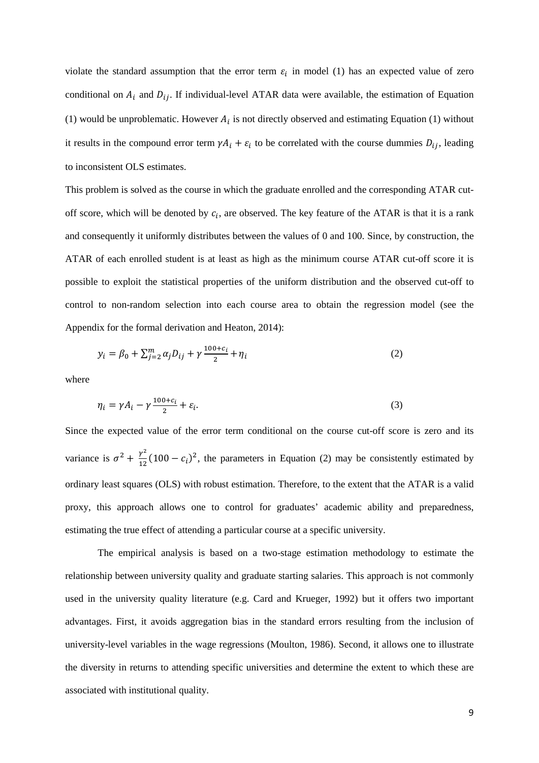violate the standard assumption that the error term $\varepsilon_i$ in model (1) has an expected value of zero conditional on $A_i$ and $D_{ij}$. If individual-level ATAR data were available, the estimation of Equation (1) would be unproblematic. However $A_i$ is not directly observed and estimating Equation (1) without it results in the compound error term $\gamma A_i + \varepsilon_i$ to be correlated with the course dummies $D_{ij}$, leading to inconsistent OLS estimates.

This problem is solved as the course in which the graduate enrolled and the corresponding ATAR cut-off score, which will be denoted by $c_i$, are observed. The key feature of the ATAR is that it is a rank and consequently it uniformly distributes between the values of 0 and 100. Since, by construction, the ATAR of each enrolled student is at least as high as the minimum course ATAR cut-off score it is possible to exploit the statistical properties of the uniform distribution and the observed cut-off to control to non-random selection into each course area to obtain the regression model (see the Appendix for the formal derivation and Heaton, 2014):

$$y_i = \beta_0 + \sum_{j=2}^{m} \alpha_j D_{ij} + \gamma \frac{100 + c_i}{2} + \eta_i \tag{2}$$

where

$$\eta_i = \gamma A_i - \gamma \frac{100 + c_i}{2} + \varepsilon_i. \tag{3}$$

Since the expected value of the error term conditional on the course cut-off score is zero and its variance is $\sigma^2 + \frac{\gamma^2}{12}(100 - c_i)^2$, the parameters in Equation (2) may be consistently estimated by ordinary least squares (OLS) with robust estimation. Therefore, to the extent that the ATAR is a valid proxy, this approach allows one to control for graduates' academic ability and preparedness, estimating the true effect of attending a particular course at a specific university.

The empirical analysis is based on a two-stage estimation methodology to estimate the relationship between university quality and graduate starting salaries. This approach is not commonly used in the university quality literature (e.g. Card and Krueger, 1992) but it offers two important advantages. First, it avoids aggregation bias in the standard errors resulting from the inclusion of university-level variables in the wage regressions (Moulton, 1986). Second, it allows one to illustrate the diversity in returns to attending specific universities and determine the extent to which these are associated with institutional quality.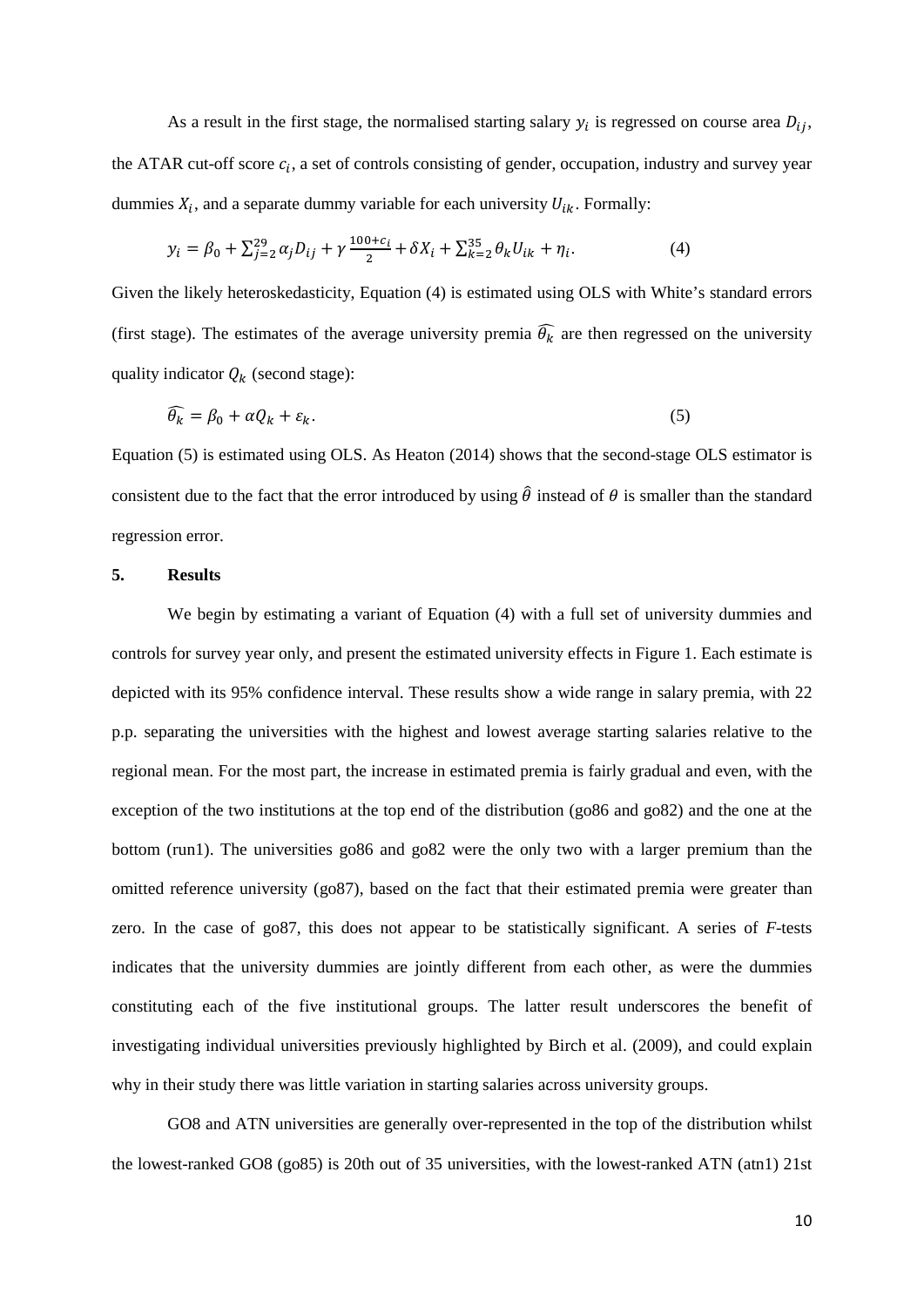As a result in the first stage, the normalised starting salary $y_i$ is regressed on course area $D_{ij}$, the ATAR cut-off score $c_i$, a set of controls consisting of gender, occupation, industry and survey year dummies $X_i$, and a separate dummy variable for each university $U_{ik}$. Formally:

$$y_i = \beta_0 + \sum_{j=2}^{29} \alpha_j D_{ij} + \gamma \frac{100+c_i}{2} + \delta X_i + \sum_{k=2}^{35} \theta_k U_{ik} + \eta_i. \tag{4}$$

Given the likely heteroskedasticity, Equation (4) is estimated using OLS with White's standard errors (first stage). The estimates of the average university premia $\widehat{\theta_k}$ are then regressed on the university quality indicator $Q_k$ (second stage):

$$\widehat{\theta_k} = \beta_0 + \alpha Q_k + \varepsilon_k. \tag{5}$$

Equation (5) is estimated using OLS. As Heaton (2014) shows that the second-stage OLS estimator is consistent due to the fact that the error introduced by using $\hat{\theta}$ instead of $\theta$ is smaller than the standard regression error.

## 5. Results

We begin by estimating a variant of Equation (4) with a full set of university dummies and controls for survey year only, and present the estimated university effects in Figure 1. Each estimate is depicted with its 95% confidence interval. These results show a wide range in salary premia, with 22 p.p. separating the universities with the highest and lowest average starting salaries relative to the regional mean. For the most part, the increase in estimated premia is fairly gradual and even, with the exception of the two institutions at the top end of the distribution (go86 and go82) and the one at the bottom (run1). The universities go86 and go82 were the only two with a larger premium than the omitted reference university (go87), based on the fact that their estimated premia were greater than zero. In the case of go87, this does not appear to be statistically significant. A series of *F*-tests indicates that the university dummies are jointly different from each other, as were the dummies constituting each of the five institutional groups. The latter result underscores the benefit of investigating individual universities previously highlighted by Birch et al. (2009), and could explain why in their study there was little variation in starting salaries across university groups.

GO8 and ATN universities are generally over-represented in the top of the distribution whilst the lowest-ranked GO8 (go85) is 20th out of 35 universities, with the lowest-ranked ATN (atn1) 21st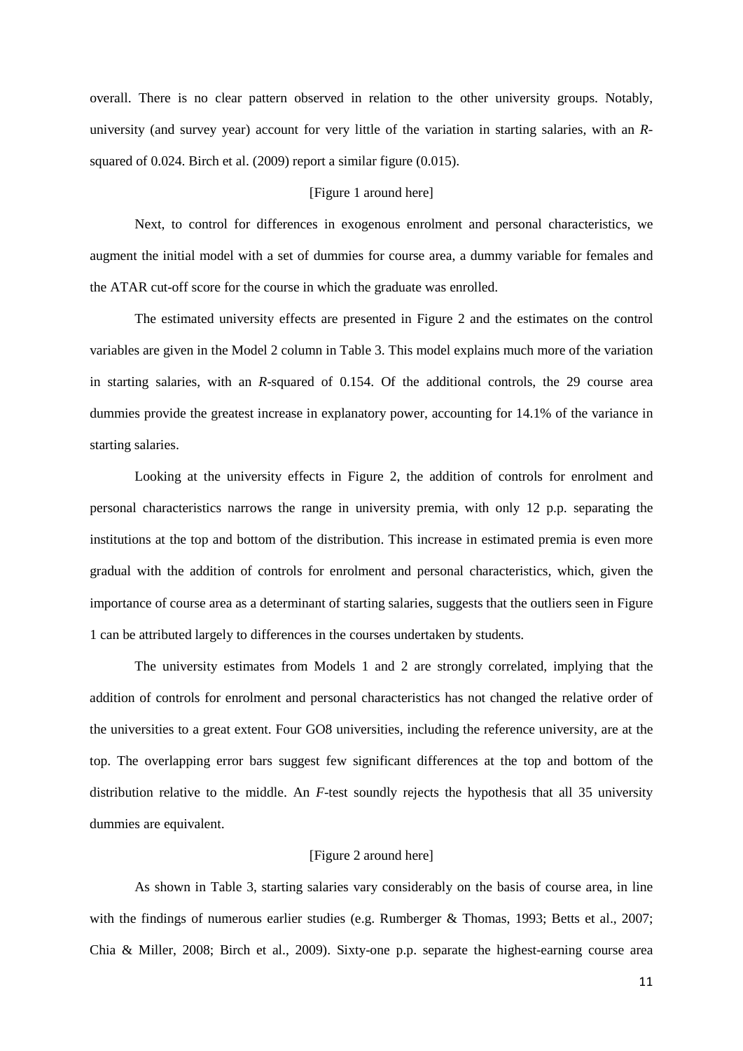overall. There is no clear pattern observed in relation to the other university groups. Notably, university (and survey year) account for very little of the variation in starting salaries, with an *R*-squared of 0.024. Birch et al. (2009) report a similar figure (0.015).

[Figure 1 around here]

Next, to control for differences in exogenous enrolment and personal characteristics, we augment the initial model with a set of dummies for course area, a dummy variable for females and the ATAR cut-off score for the course in which the graduate was enrolled.

The estimated university effects are presented in Figure 2 and the estimates on the control variables are given in the Model 2 column in Table 3. This model explains much more of the variation in starting salaries, with an *R*-squared of 0.154. Of the additional controls, the 29 course area dummies provide the greatest increase in explanatory power, accounting for 14.1% of the variance in starting salaries.

Looking at the university effects in Figure 2, the addition of controls for enrolment and personal characteristics narrows the range in university premia, with only 12 p.p. separating the institutions at the top and bottom of the distribution. This increase in estimated premia is even more gradual with the addition of controls for enrolment and personal characteristics, which, given the importance of course area as a determinant of starting salaries, suggests that the outliers seen in Figure 1 can be attributed largely to differences in the courses undertaken by students.

The university estimates from Models 1 and 2 are strongly correlated, implying that the addition of controls for enrolment and personal characteristics has not changed the relative order of the universities to a great extent. Four GO8 universities, including the reference university, are at the top. The overlapping error bars suggest few significant differences at the top and bottom of the distribution relative to the middle. An *F*-test soundly rejects the hypothesis that all 35 university dummies are equivalent.

[Figure 2 around here]

As shown in Table 3, starting salaries vary considerably on the basis of course area, in line with the findings of numerous earlier studies (e.g. Rumberger & Thomas, 1993; Betts et al., 2007; Chia & Miller, 2008; Birch et al., 2009). Sixty-one p.p. separate the highest-earning course area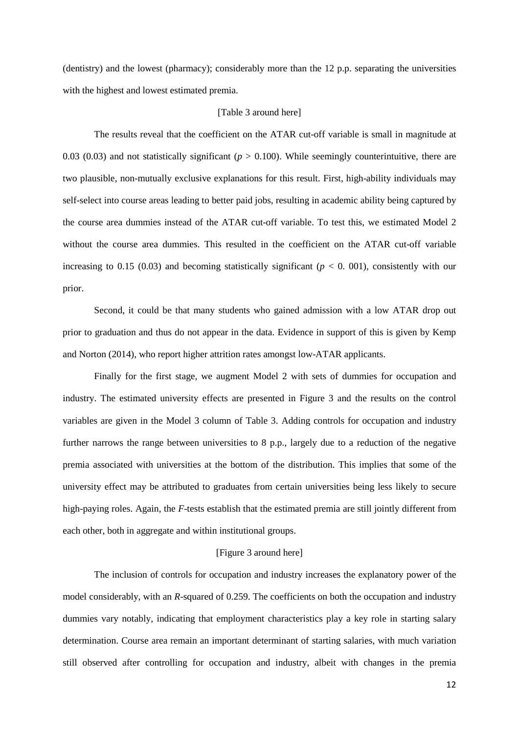(dentistry) and the lowest (pharmacy); considerably more than the 12 p.p. separating the universities with the highest and lowest estimated premia.

[Table 3 around here]

The results reveal that the coefficient on the ATAR cut-off variable is small in magnitude at 0.03 (0.03) and not statistically significant ($p > 0.100$). While seemingly counterintuitive, there are two plausible, non-mutually exclusive explanations for this result. First, high-ability individuals may self-select into course areas leading to better paid jobs, resulting in academic ability being captured by the course area dummies instead of the ATAR cut-off variable. To test this, we estimated Model 2 without the course area dummies. This resulted in the coefficient on the ATAR cut-off variable increasing to 0.15 (0.03) and becoming statistically significant ($p < 0.001$), consistently with our prior.

Second, it could be that many students who gained admission with a low ATAR drop out prior to graduation and thus do not appear in the data. Evidence in support of this is given by Kemp and Norton (2014), who report higher attrition rates amongst low-ATAR applicants.

Finally for the first stage, we augment Model 2 with sets of dummies for occupation and industry. The estimated university effects are presented in Figure 3 and the results on the control variables are given in the Model 3 column of Table 3. Adding controls for occupation and industry further narrows the range between universities to 8 p.p., largely due to a reduction of the negative premia associated with universities at the bottom of the distribution. This implies that some of the university effect may be attributed to graduates from certain universities being less likely to secure high-paying roles. Again, the *F*-tests establish that the estimated premia are still jointly different from each other, both in aggregate and within institutional groups.

[Figure 3 around here]

The inclusion of controls for occupation and industry increases the explanatory power of the model considerably, with an *R*-squared of 0.259. The coefficients on both the occupation and industry dummies vary notably, indicating that employment characteristics play a key role in starting salary determination. Course area remain an important determinant of starting salaries, with much variation still observed after controlling for occupation and industry, albeit with changes in the premia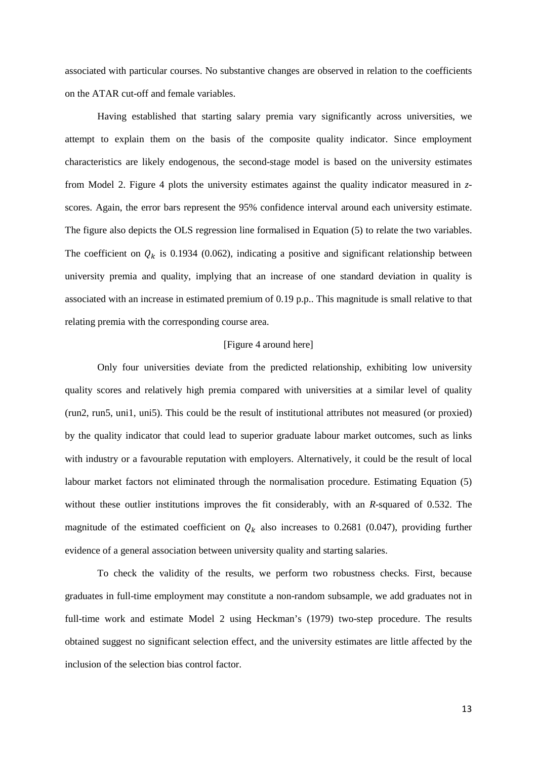associated with particular courses. No substantive changes are observed in relation to the coefficients on the ATAR cut-off and female variables.

Having established that starting salary premia vary significantly across universities, we attempt to explain them on the basis of the composite quality indicator. Since employment characteristics are likely endogenous, the second-stage model is based on the university estimates from Model 2. Figure 4 plots the university estimates against the quality indicator measured in *z*-scores. Again, the error bars represent the 95% confidence interval around each university estimate. The figure also depicts the OLS regression line formalised in Equation (5) to relate the two variables. The coefficient on $Q_k$ is 0.1934 (0.062), indicating a positive and significant relationship between university premia and quality, implying that an increase of one standard deviation in quality is associated with an increase in estimated premium of 0.19 p.p.. This magnitude is small relative to that relating premia with the corresponding course area.

[Figure 4 around here]

Only four universities deviate from the predicted relationship, exhibiting low university quality scores and relatively high premia compared with universities at a similar level of quality (run2, run5, uni1, uni5). This could be the result of institutional attributes not measured (or proxied) by the quality indicator that could lead to superior graduate labour market outcomes, such as links with industry or a favourable reputation with employers. Alternatively, it could be the result of local labour market factors not eliminated through the normalisation procedure. Estimating Equation (5) without these outlier institutions improves the fit considerably, with an *R*-squared of 0.532. The magnitude of the estimated coefficient on $Q_k$ also increases to 0.2681 (0.047), providing further evidence of a general association between university quality and starting salaries.

To check the validity of the results, we perform two robustness checks. First, because graduates in full-time employment may constitute a non-random subsample, we add graduates not in full-time work and estimate Model 2 using Heckman's (1979) two-step procedure. The results obtained suggest no significant selection effect, and the university estimates are little affected by the inclusion of the selection bias control factor.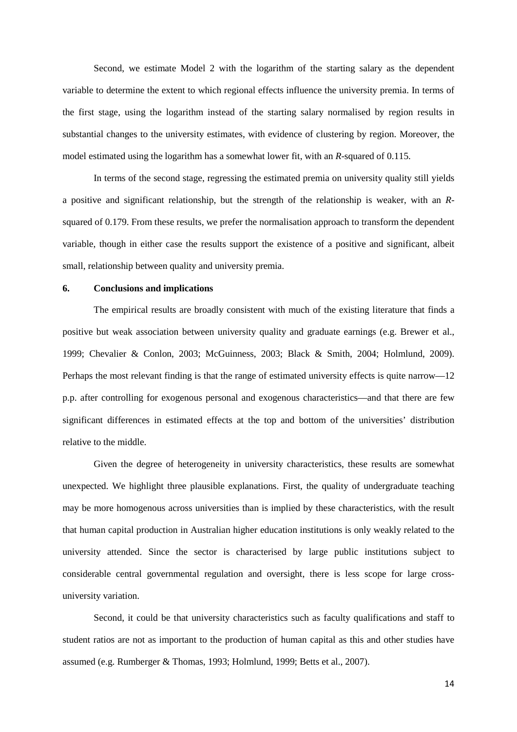Second, we estimate Model 2 with the logarithm of the starting salary as the dependent variable to determine the extent to which regional effects influence the university premia. In terms of the first stage, using the logarithm instead of the starting salary normalised by region results in substantial changes to the university estimates, with evidence of clustering by region. Moreover, the model estimated using the logarithm has a somewhat lower fit, with an *R*-squared of 0.115.

In terms of the second stage, regressing the estimated premia on university quality still yields a positive and significant relationship, but the strength of the relationship is weaker, with an *R*-squared of 0.179. From these results, we prefer the normalisation approach to transform the dependent variable, though in either case the results support the existence of a positive and significant, albeit small, relationship between quality and university premia.

## 6. Conclusions and implications

The empirical results are broadly consistent with much of the existing literature that finds a positive but weak association between university quality and graduate earnings (e.g. Brewer et al., 1999; Chevalier & Conlon, 2003; McGuinness, 2003; Black & Smith, 2004; Holmlund, 2009). Perhaps the most relevant finding is that the range of estimated university effects is quite narrow—12 p.p. after controlling for exogenous personal and exogenous characteristics—and that there are few significant differences in estimated effects at the top and bottom of the universities' distribution relative to the middle.

Given the degree of heterogeneity in university characteristics, these results are somewhat unexpected. We highlight three plausible explanations. First, the quality of undergraduate teaching may be more homogenous across universities than is implied by these characteristics, with the result that human capital production in Australian higher education institutions is only weakly related to the university attended. Since the sector is characterised by large public institutions subject to considerable central governmental regulation and oversight, there is less scope for large cross-university variation.

Second, it could be that university characteristics such as faculty qualifications and staff to student ratios are not as important to the production of human capital as this and other studies have assumed (e.g. Rumberger & Thomas, 1993; Holmlund, 1999; Betts et al., 2007).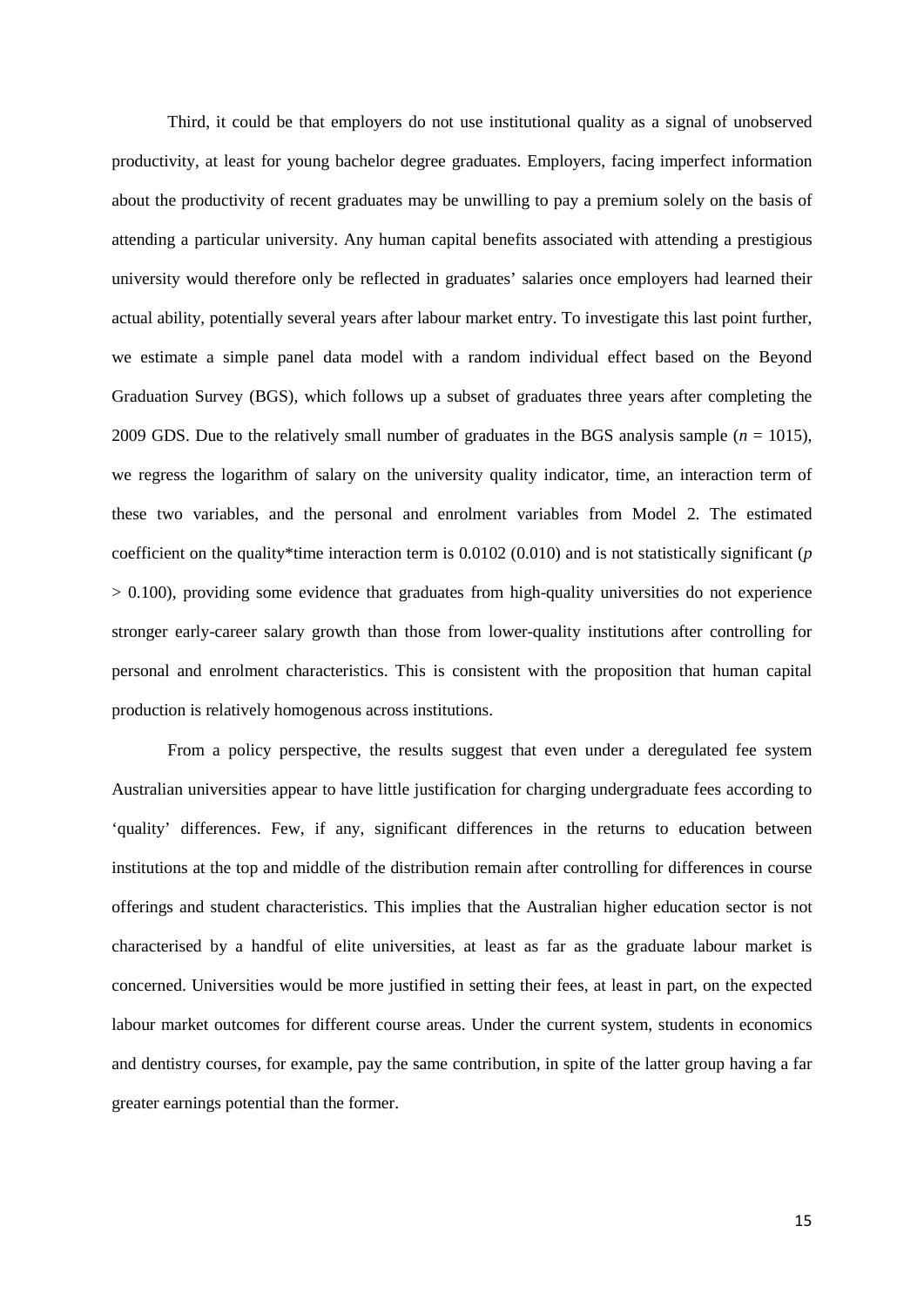Third, it could be that employers do not use institutional quality as a signal of unobserved productivity, at least for young bachelor degree graduates. Employers, facing imperfect information about the productivity of recent graduates may be unwilling to pay a premium solely on the basis of attending a particular university. Any human capital benefits associated with attending a prestigious university would therefore only be reflected in graduates' salaries once employers had learned their actual ability, potentially several years after labour market entry. To investigate this last point further, we estimate a simple panel data model with a random individual effect based on the Beyond Graduation Survey (BGS), which follows up a subset of graduates three years after completing the 2009 GDS. Due to the relatively small number of graduates in the BGS analysis sample ($n$ = 1015), we regress the logarithm of salary on the university quality indicator, time, an interaction term of these two variables, and the personal and enrolment variables from Model 2. The estimated coefficient on the quality*time interaction term is 0.0102 (0.010) and is not statistically significant ($p$ > 0.100), providing some evidence that graduates from high-quality universities do not experience stronger early-career salary growth than those from lower-quality institutions after controlling for personal and enrolment characteristics. This is consistent with the proposition that human capital production is relatively homogenous across institutions.

From a policy perspective, the results suggest that even under a deregulated fee system Australian universities appear to have little justification for charging undergraduate fees according to 'quality' differences. Few, if any, significant differences in the returns to education between institutions at the top and middle of the distribution remain after controlling for differences in course offerings and student characteristics. This implies that the Australian higher education sector is not characterised by a handful of elite universities, at least as far as the graduate labour market is concerned. Universities would be more justified in setting their fees, at least in part, on the expected labour market outcomes for different course areas. Under the current system, students in economics and dentistry courses, for example, pay the same contribution, in spite of the latter group having a far greater earnings potential than the former.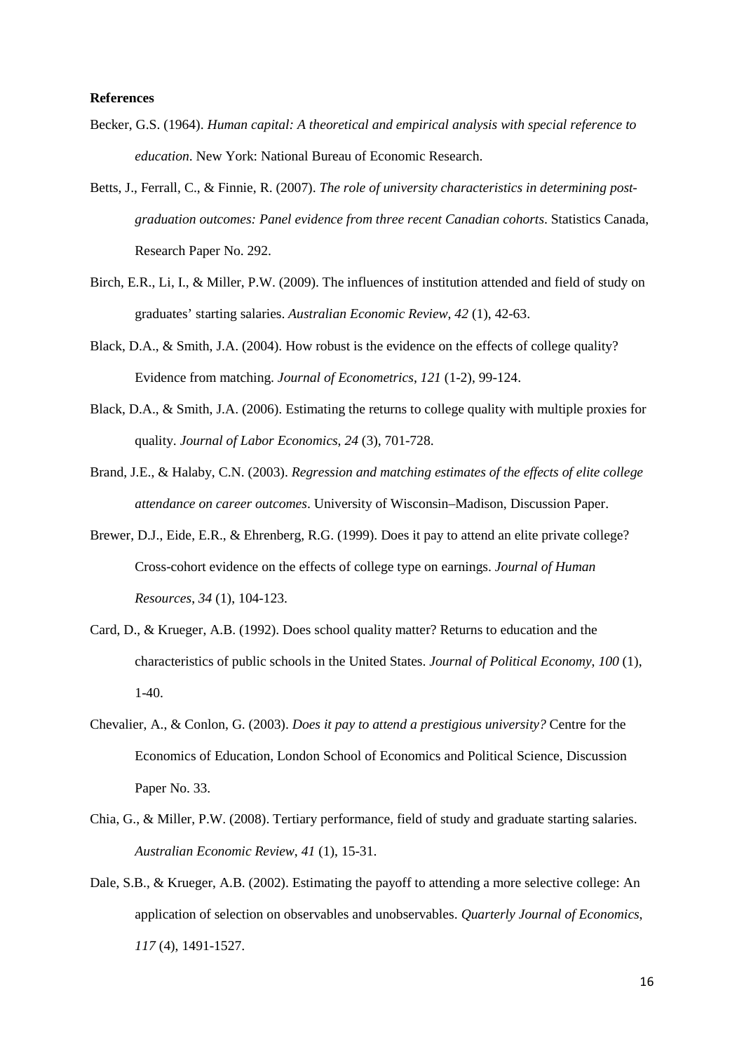**References**

Becker, G.S. (1964). *Human capital: A theoretical and empirical analysis with special reference to education*. New York: National Bureau of Economic Research.

Betts, J., Ferrall, C., & Finnie, R. (2007). *The role of university characteristics in determining post-graduation outcomes: Panel evidence from three recent Canadian cohorts*. Statistics Canada, Research Paper No. 292.

Birch, E.R., Li, I., & Miller, P.W. (2009). The influences of institution attended and field of study on graduates' starting salaries. *Australian Economic Review, 42* (1), 42-63.

Black, D.A., & Smith, J.A. (2004). How robust is the evidence on the effects of college quality? Evidence from matching. *Journal of Econometrics*, *121* (1-2), 99-124.

Black, D.A., & Smith, J.A. (2006). Estimating the returns to college quality with multiple proxies for quality. *Journal of Labor Economics, 24* (3), 701-728.

Brand, J.E., & Halaby, C.N. (2003). *Regression and matching estimates of the effects of elite college attendance on career outcomes*. University of Wisconsin–Madison, Discussion Paper.

Brewer, D.J., Eide, E.R., & Ehrenberg, R.G. (1999). Does it pay to attend an elite private college? Cross-cohort evidence on the effects of college type on earnings. *Journal of Human Resources*, *34* (1), 104-123.

Card, D., & Krueger, A.B. (1992). Does school quality matter? Returns to education and the characteristics of public schools in the United States. *Journal of Political Economy, 100* (1), 1-40.

Chevalier, A., & Conlon, G. (2003). *Does it pay to attend a prestigious university?* Centre for the Economics of Education, London School of Economics and Political Science, Discussion Paper No. 33.

Chia, G., & Miller, P.W. (2008). Tertiary performance, field of study and graduate starting salaries. *Australian Economic Review*, *41* (1), 15-31.

Dale, S.B., & Krueger, A.B. (2002). Estimating the payoff to attending a more selective college: An application of selection on observables and unobservables. *Quarterly Journal of Economics*, *117* (4), 1491-1527.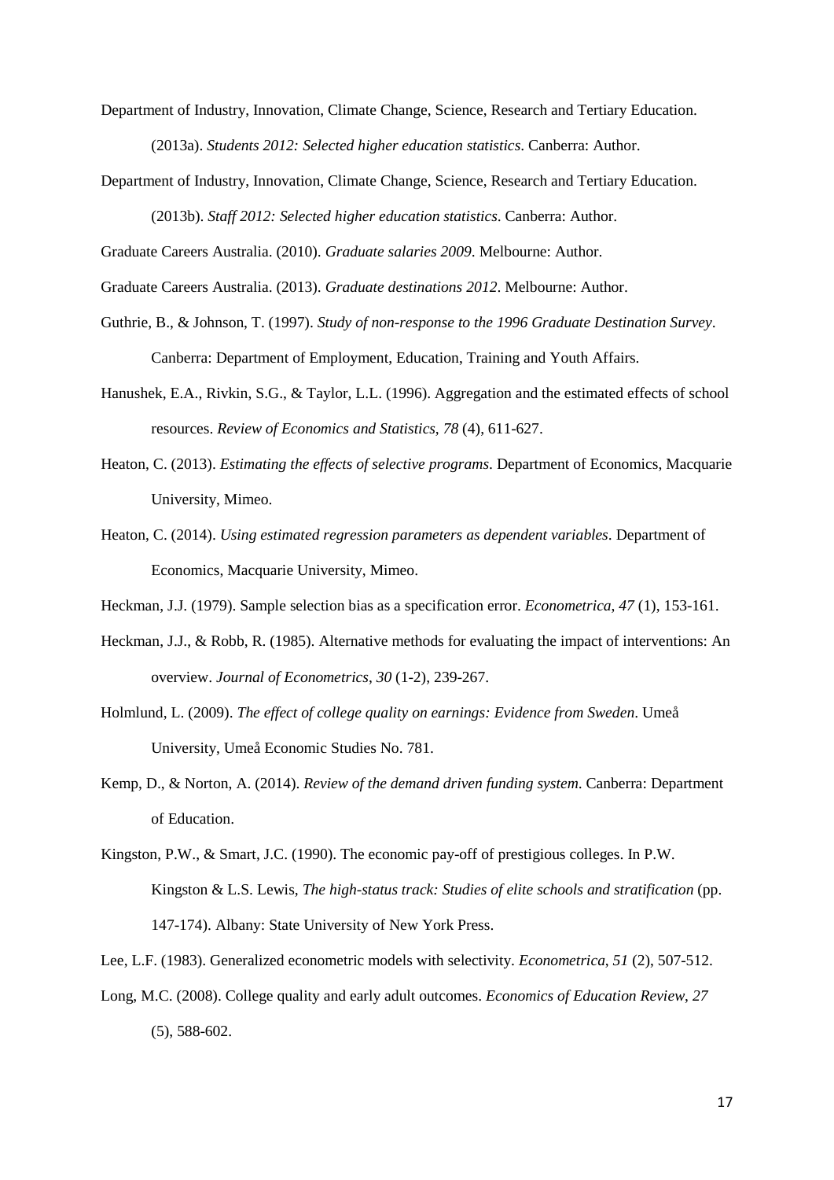Department of Industry, Innovation, Climate Change, Science, Research and Tertiary Education. (2013a). *Students 2012: Selected higher education statistics*. Canberra: Author.

Department of Industry, Innovation, Climate Change, Science, Research and Tertiary Education. (2013b). *Staff 2012: Selected higher education statistics*. Canberra: Author.

Graduate Careers Australia. (2010). *Graduate salaries 2009*. Melbourne: Author.

Graduate Careers Australia. (2013). *Graduate destinations 2012*. Melbourne: Author.

Guthrie, B., & Johnson, T. (1997). *Study of non-response to the 1996 Graduate Destination Survey*. Canberra: Department of Employment, Education, Training and Youth Affairs.

Hanushek, E.A., Rivkin, S.G., & Taylor, L.L. (1996). Aggregation and the estimated effects of school resources. *Review of Economics and Statistics*, *78* (4), 611-627.

Heaton, C. (2013). *Estimating the effects of selective programs*. Department of Economics, Macquarie University, Mimeo.

Heaton, C. (2014). *Using estimated regression parameters as dependent variables*. Department of Economics, Macquarie University, Mimeo.

Heckman, J.J. (1979). Sample selection bias as a specification error. *Econometrica*, *47* (1), 153-161.

Heckman, J.J., & Robb, R. (1985). Alternative methods for evaluating the impact of interventions: An overview. *Journal of Econometrics*, *30* (1-2), 239-267.

Holmlund, L. (2009). *The effect of college quality on earnings: Evidence from Sweden*. Umeå University, Umeå Economic Studies No. 781.

Kemp, D., & Norton, A. (2014). *Review of the demand driven funding system*. Canberra: Department of Education.

Kingston, P.W., & Smart, J.C. (1990). The economic pay-off of prestigious colleges. In P.W. Kingston & L.S. Lewis, *The high-status track: Studies of elite schools and stratification* (pp. 147-174). Albany: State University of New York Press.

Lee, L.F. (1983). Generalized econometric models with selectivity. *Econometrica*, *51* (2), 507-512.

Long, M.C. (2008). College quality and early adult outcomes. *Economics of Education Review*, *27* (5), 588-602.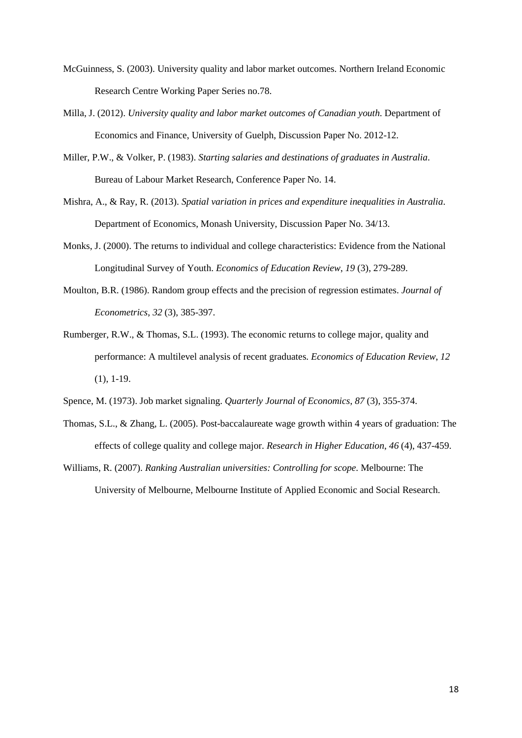McGuinness, S. (2003). University quality and labor market outcomes. Northern Ireland Economic Research Centre Working Paper Series no.78.

Milla, J. (2012). *University quality and labor market outcomes of Canadian youth*. Department of Economics and Finance, University of Guelph, Discussion Paper No. 2012-12.

Miller, P.W., & Volker, P. (1983). *Starting salaries and destinations of graduates in Australia*. Bureau of Labour Market Research, Conference Paper No. 14.

Mishra, A., & Ray, R. (2013). *Spatial variation in prices and expenditure inequalities in Australia*. Department of Economics, Monash University, Discussion Paper No. 34/13.

Monks, J. (2000). The returns to individual and college characteristics: Evidence from the National Longitudinal Survey of Youth. *Economics of Education Review*, *19* (3), 279-289.

Moulton, B.R. (1986). Random group effects and the precision of regression estimates. *Journal of Econometrics*, *32* (3), 385-397.

Rumberger, R.W., & Thomas, S.L. (1993). The economic returns to college major, quality and performance: A multilevel analysis of recent graduates. *Economics of Education Review*, *12* (1), 1-19.

Spence, M. (1973). Job market signaling. *Quarterly Journal of Economics*, *87* (3), 355-374.

Thomas, S.L., & Zhang, L. (2005). Post-baccalaureate wage growth within 4 years of graduation: The effects of college quality and college major. *Research in Higher Education*, *46* (4), 437-459.

Williams, R. (2007). *Ranking Australian universities: Controlling for scope*. Melbourne: The University of Melbourne, Melbourne Institute of Applied Economic and Social Research.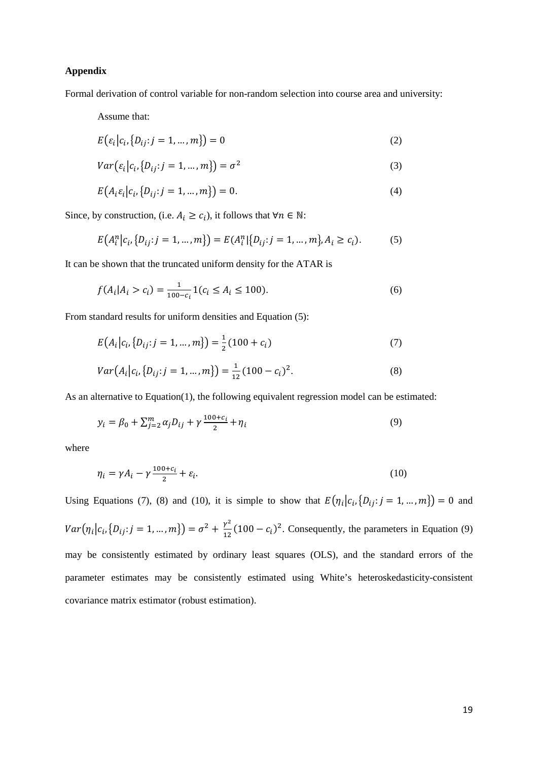**Appendix**

Formal derivation of control variable for non-random selection into course area and university:

Assume that:

$$E\left(\varepsilon_i \middle| c_i, \{D_{ij}: j = 1, \ldots, m\}\right) = 0 \tag{2}$$

$$Var\left(\varepsilon_i \middle| c_i, \{D_{ij}: j = 1, \ldots, m\}\right) = \sigma^2 \tag{3}$$

$$E\left(A_i \varepsilon_i \middle| c_i, \{D_{ij}: j = 1, \ldots, m\}\right) = 0. \tag{4}$$

Since, by construction, (i.e. $A_i \geq c_i$), it follows that $\forall n \in \mathbb{N}$:

$$E\left(A_i^n \middle| c_i, \{D_{ij}: j = 1, \ldots, m\}\right) = E(A_i^n | \{D_{ij}: j = 1, \ldots, m\}, A_i \geq c_i). \tag{5}$$

It can be shown that the truncated uniform density for the ATAR is

$$f(A_i | A_i > c_i) = \frac{1}{100 - c_i} 1(c_i \leq A_i \leq 100). \tag{6}$$

From standard results for uniform densities and Equation (5):

$$E\left(A_i \middle| c_i, \{D_{ij}: j = 1, \ldots, m\}\right) = \frac{1}{2}(100 + c_i) \tag{7}$$

$$Var\left(A_i \middle| c_i, \{D_{ij}: j = 1, \ldots, m\}\right) = \frac{1}{12}(100 - c_i)^2. \tag{8}$$

As an alternative to Equation(1), the following equivalent regression model can be estimated:

$$y_i = \beta_0 + \sum_{j=2}^{m} \alpha_j D_{ij} + \gamma \frac{100 + c_i}{2} + \eta_i \tag{9}$$

where

$$\eta_i = \gamma A_i - \gamma \frac{100 + c_i}{2} + \varepsilon_i. \tag{10}$$

Using Equations (7), (8) and (10), it is simple to show that $E\left(\eta_i \middle| c_i, \{D_{ij}: j = 1, \ldots, m\}\right) = 0$ and $Var\left(\eta_i \middle| c_i, \{D_{ij}: j = 1, \ldots, m\}\right) = \sigma^2 + \frac{\gamma^2}{12}(100 - c_i)^2$. Consequently, the parameters in Equation (9) may be consistently estimated by ordinary least squares (OLS), and the standard errors of the parameter estimates may be consistently estimated using White's heteroskedasticity-consistent covariance matrix estimator (robust estimation).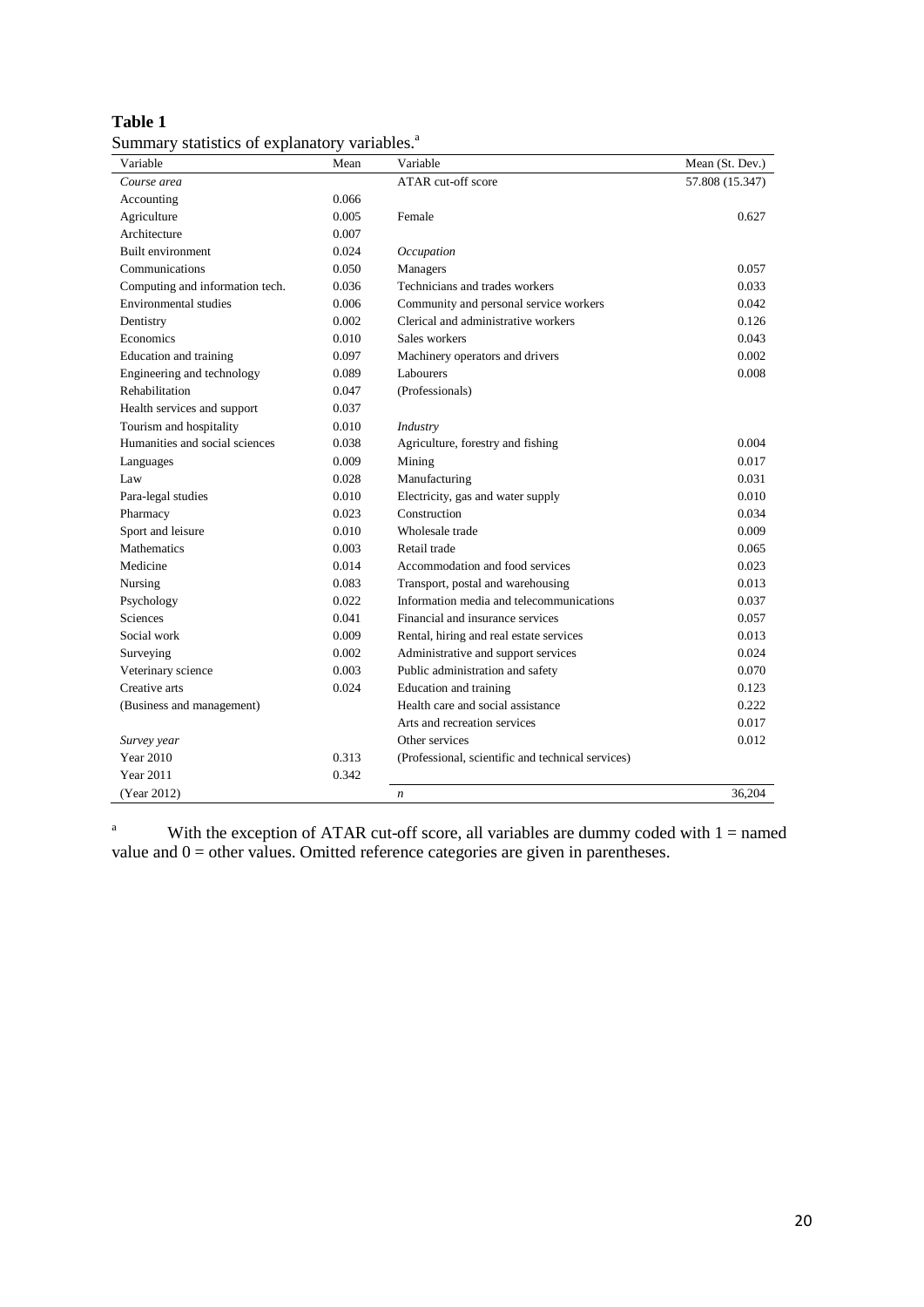**Table 1**

Summary statistics of explanatory variables.[a]

| Variable | Mean | Variable | Mean (St. Dev.) |
|---|---|---|---|
| *Course area* | | ATAR cut-off score | 57.808 (15.347) |
| Accounting | 0.066 | | |
| Agriculture | 0.005 | Female | 0.627 |
| Architecture | 0.007 | | |
| Built environment | 0.024 | *Occupation* | |
| Communications | 0.050 | Managers | 0.057 |
| Computing and information tech. | 0.036 | Technicians and trades workers | 0.033 |
| Environmental studies | 0.006 | Community and personal service workers | 0.042 |
| Dentistry | 0.002 | Clerical and administrative workers | 0.126 |
| Economics | 0.010 | Sales workers | 0.043 |
| Education and training | 0.097 | Machinery operators and drivers | 0.002 |
| Engineering and technology | 0.089 | Labourers | 0.008 |
| Rehabilitation | 0.047 | (Professionals) | |
| Health services and support | 0.037 | | |
| Tourism and hospitality | 0.010 | *Industry* | |
| Humanities and social sciences | 0.038 | Agriculture, forestry and fishing | 0.004 |
| Languages | 0.009 | Mining | 0.017 |
| Law | 0.028 | Manufacturing | 0.031 |
| Para-legal studies | 0.010 | Electricity, gas and water supply | 0.010 |
| Pharmacy | 0.023 | Construction | 0.034 |
| Sport and leisure | 0.010 | Wholesale trade | 0.009 |
| Mathematics | 0.003 | Retail trade | 0.065 |
| Medicine | 0.014 | Accommodation and food services | 0.023 |
| Nursing | 0.083 | Transport, postal and warehousing | 0.013 |
| Psychology | 0.022 | Information media and telecommunications | 0.037 |
| Sciences | 0.041 | Financial and insurance services | 0.057 |
| Social work | 0.009 | Rental, hiring and real estate services | 0.013 |
| Surveying | 0.002 | Administrative and support services | 0.024 |
| Veterinary science | 0.003 | Public administration and safety | 0.070 |
| Creative arts | 0.024 | Education and training | 0.123 |
| (Business and management) | | Health care and social assistance | 0.222 |
| | | Arts and recreation services | 0.017 |
| *Survey year* | | Other services | 0.012 |
| Year 2010 | 0.313 | (Professional, scientific and technical services) | |
| Year 2011 | 0.342 | | |
| (Year 2012) | | $n$ | 36,204 |

[a] With the exception of ATAR cut-off score, all variables are dummy coded with 1 = named value and 0 = other values. Omitted reference categories are given in parentheses.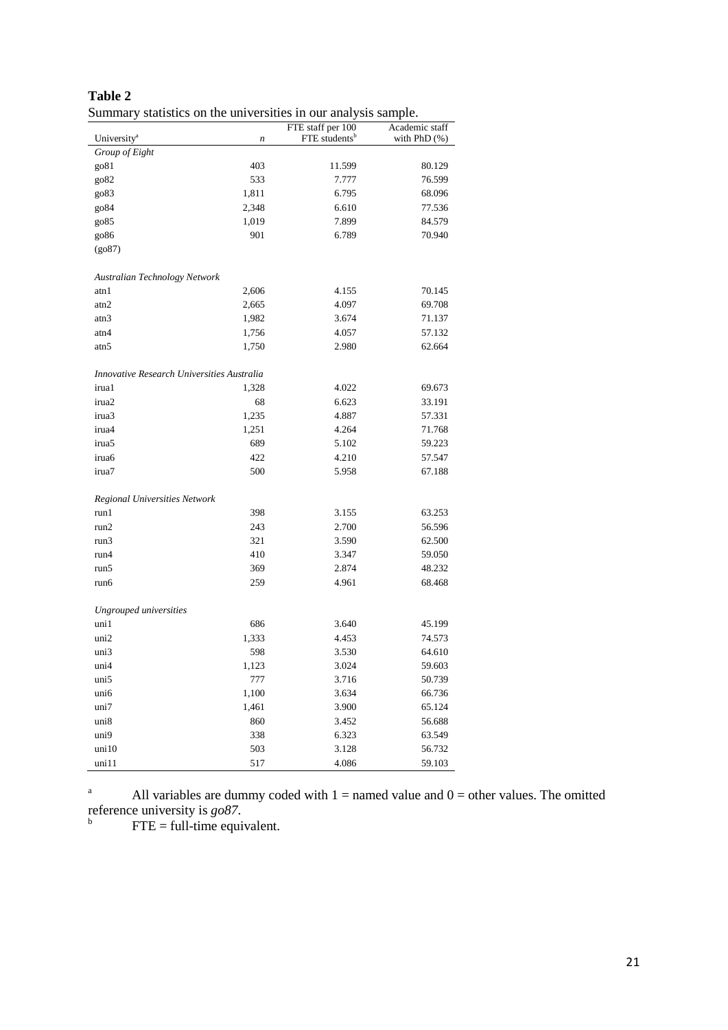**Table 2**

Summary statistics on the universities in our analysis sample.

| University[a] | *n* | FTE staff per 100 FTE students[b] | Academic staff with PhD (%) |
|---|---|---|---|
| *Group of Eight* | | | |
| go81 | 403 | 11.599 | 80.129 |
| go82 | 533 | 7.777 | 76.599 |
| go83 | 1,811 | 6.795 | 68.096 |
| go84 | 2,348 | 6.610 | 77.536 |
| go85 | 1,019 | 7.899 | 84.579 |
| go86 | 901 | 6.789 | 70.940 |
| (go87) | | | |
| | | | |
| *Australian Technology Network* | | | |
| atn1 | 2,606 | 4.155 | 70.145 |
| atn2 | 2,665 | 4.097 | 69.708 |
| atn3 | 1,982 | 3.674 | 71.137 |
| atn4 | 1,756 | 4.057 | 57.132 |
| atn5 | 1,750 | 2.980 | 62.664 |
| | | | |
| *Innovative Research Universities Australia* | | | |
| irua1 | 1,328 | 4.022 | 69.673 |
| irua2 | 68 | 6.623 | 33.191 |
| irua3 | 1,235 | 4.887 | 57.331 |
| irua4 | 1,251 | 4.264 | 71.768 |
| irua5 | 689 | 5.102 | 59.223 |
| irua6 | 422 | 4.210 | 57.547 |
| irua7 | 500 | 5.958 | 67.188 |
| | | | |
| *Regional Universities Network* | | | |
| run1 | 398 | 3.155 | 63.253 |
| run2 | 243 | 2.700 | 56.596 |
| run3 | 321 | 3.590 | 62.500 |
| run4 | 410 | 3.347 | 59.050 |
| run5 | 369 | 2.874 | 48.232 |
| run6 | 259 | 4.961 | 68.468 |
| | | | |
| *Ungrouped universities* | | | |
| uni1 | 686 | 3.640 | 45.199 |
| uni2 | 1,333 | 4.453 | 74.573 |
| uni3 | 598 | 3.530 | 64.610 |
| uni4 | 1,123 | 3.024 | 59.603 |
| uni5 | 777 | 3.716 | 50.739 |
| uni6 | 1,100 | 3.634 | 66.736 |
| uni7 | 1,461 | 3.900 | 65.124 |
| uni8 | 860 | 3.452 | 56.688 |
| uni9 | 338 | 6.323 | 63.549 |
| uni10 | 503 | 3.128 | 56.732 |
| uni11 | 517 | 4.086 | 59.103 |

[a] All variables are dummy coded with 1 = named value and 0 = other values. The omitted reference university is *go87*.

[b] FTE = full-time equivalent.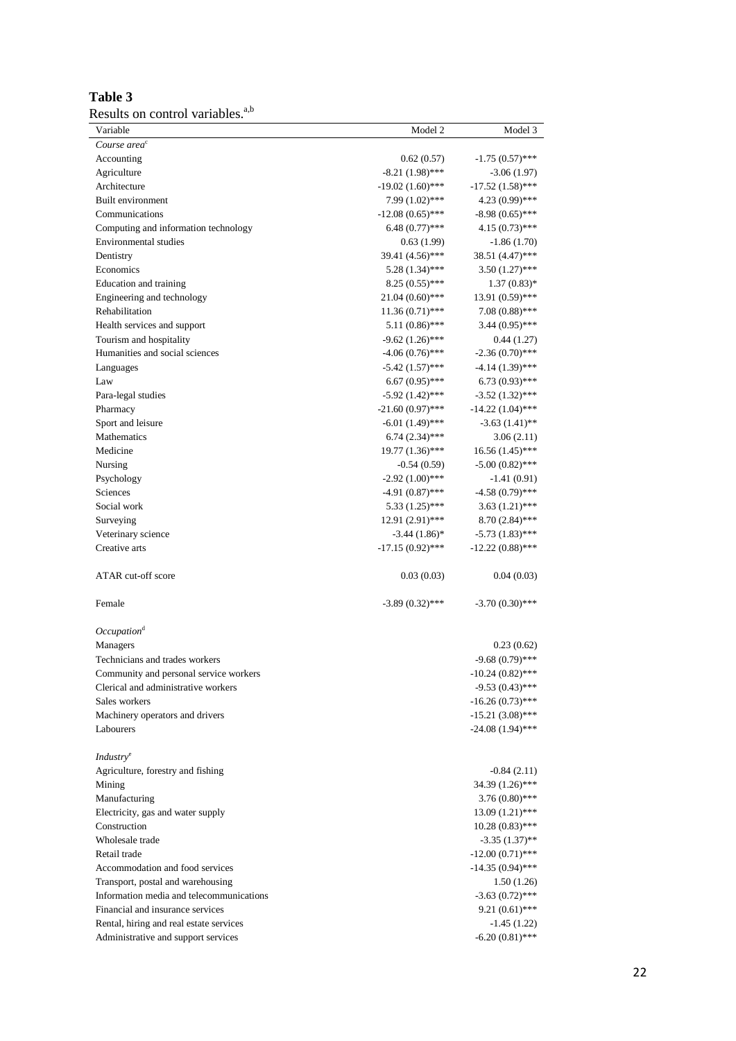**Table 3**

Results on control variables.[a,b]

| Variable | Model 2 | Model 3 |
|---|---|---|
| *Course area*[c] | | |
| Accounting | 0.62 (0.57) | -1.75 (0.57)*** |
| Agriculture | -8.21 (1.98)*** | -3.06 (1.97) |
| Architecture | -19.02 (1.60)*** | -17.52 (1.58)*** |
| Built environment | 7.99 (1.02)*** | 4.23 (0.99)*** |
| Communications | -12.08 (0.65)*** | -8.98 (0.65)*** |
| Computing and information technology | 6.48 (0.77)*** | 4.15 (0.73)*** |
| Environmental studies | 0.63 (1.99) | -1.86 (1.70) |
| Dentistry | 39.41 (4.56)*** | 38.51 (4.47)*** |
| Economics | 5.28 (1.34)*** | 3.50 (1.27)*** |
| Education and training | 8.25 (0.55)*** | 1.37 (0.83)* |
| Engineering and technology | 21.04 (0.60)*** | 13.91 (0.59)*** |
| Rehabilitation | 11.36 (0.71)*** | 7.08 (0.88)*** |
| Health services and support | 5.11 (0.86)*** | 3.44 (0.95)*** |
| Tourism and hospitality | -9.62 (1.26)*** | 0.44 (1.27) |
| Humanities and social sciences | -4.06 (0.76)*** | -2.36 (0.70)*** |
| Languages | -5.42 (1.57)*** | -4.14 (1.39)*** |
| Law | 6.67 (0.95)*** | 6.73 (0.93)*** |
| Para-legal studies | -5.92 (1.42)*** | -3.52 (1.32)*** |
| Pharmacy | -21.60 (0.97)*** | -14.22 (1.04)*** |
| Sport and leisure | -6.01 (1.49)*** | -3.63 (1.41)** |
| Mathematics | 6.74 (2.34)*** | 3.06 (2.11) |
| Medicine | 19.77 (1.36)*** | 16.56 (1.45)*** |
| Nursing | -0.54 (0.59) | -5.00 (0.82)*** |
| Psychology | -2.92 (1.00)*** | -1.41 (0.91) |
| Sciences | -4.91 (0.87)*** | -4.58 (0.79)*** |
| Social work | 5.33 (1.25)*** | 3.63 (1.21)*** |
| Surveying | 12.91 (2.91)*** | 8.70 (2.84)*** |
| Veterinary science | -3.44 (1.86)* | -5.73 (1.83)*** |
| Creative arts | -17.15 (0.92)*** | -12.22 (0.88)*** |
| ATAR cut-off score | 0.03 (0.03) | 0.04 (0.03) |
| Female | -3.89 (0.32)*** | -3.70 (0.30)*** |
| *Occupation*[d] | | |
| Managers | | 0.23 (0.62) |
| Technicians and trades workers | | -9.68 (0.79)*** |
| Community and personal service workers | | -10.24 (0.82)*** |
| Clerical and administrative workers | | -9.53 (0.43)*** |
| Sales workers | | -16.26 (0.73)*** |
| Machinery operators and drivers | | -15.21 (3.08)*** |
| Labourers | | -24.08 (1.94)*** |
| *Industry*[e] | | |
| Agriculture, forestry and fishing | | -0.84 (2.11) |
| Mining | | 34.39 (1.26)*** |
| Manufacturing | | 3.76 (0.80)*** |
| Electricity, gas and water supply | | 13.09 (1.21)*** |
| Construction | | 10.28 (0.83)*** |
| Wholesale trade | | -3.35 (1.37)** |
| Retail trade | | -12.00 (0.71)*** |
| Accommodation and food services | | -14.35 (0.94)*** |
| Transport, postal and warehousing | | 1.50 (1.26) |
| Information media and telecommunications | | -3.63 (0.72)*** |
| Financial and insurance services | | 9.21 (0.61)*** |
| Rental, hiring and real estate services | | -1.45 (1.22) |
| Administrative and support services | | -6.20 (0.81)*** |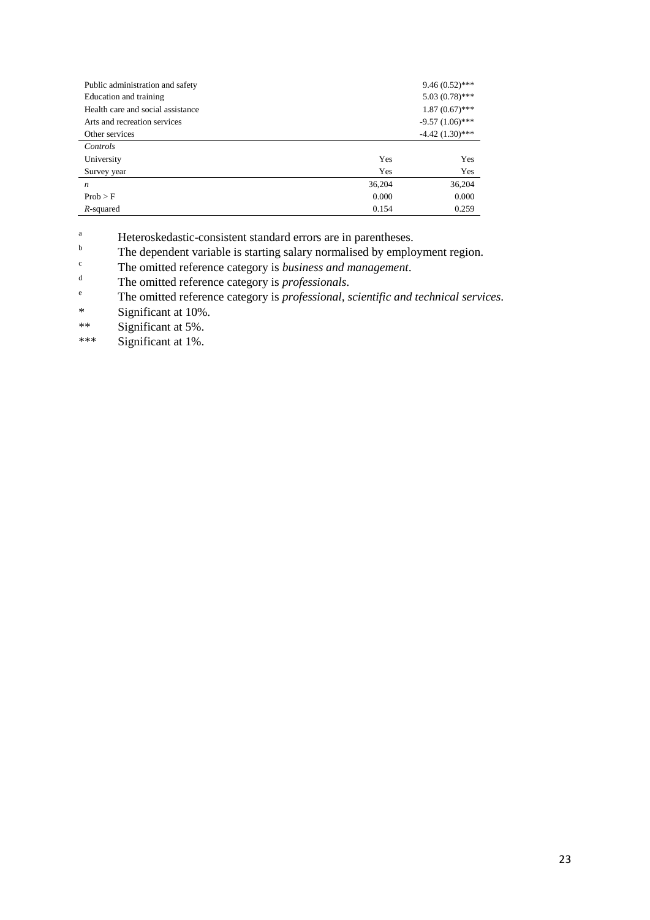| | | |
|---|---|---|
| Public administration and safety | | 9.46 (0.52)*** |
| Education and training | | 5.03 (0.78)*** |
| Health care and social assistance | | 1.87 (0.67)*** |
| Arts and recreation services | | -9.57 (1.06)*** |
| Other services | | -4.42 (1.30)*** |
| *Controls* | | |
| University | Yes | Yes |
| Survey year | Yes | Yes |
| *n* | 36,204 | 36,204 |
| Prob > F | 0.000 | 0.000 |
| *R*-squared | 0.154 | 0.259 |

[a] Heteroskedastic-consistent standard errors are in parentheses.
[b] The dependent variable is starting salary normalised by employment region.
[c] The omitted reference category is *business and management*.
[d] The omitted reference category is *professionals*.
[e] The omitted reference category is *professional, scientific and technical services*.
\* Significant at 10%.
\*\* Significant at 5%.
\*\*\* Significant at 1%.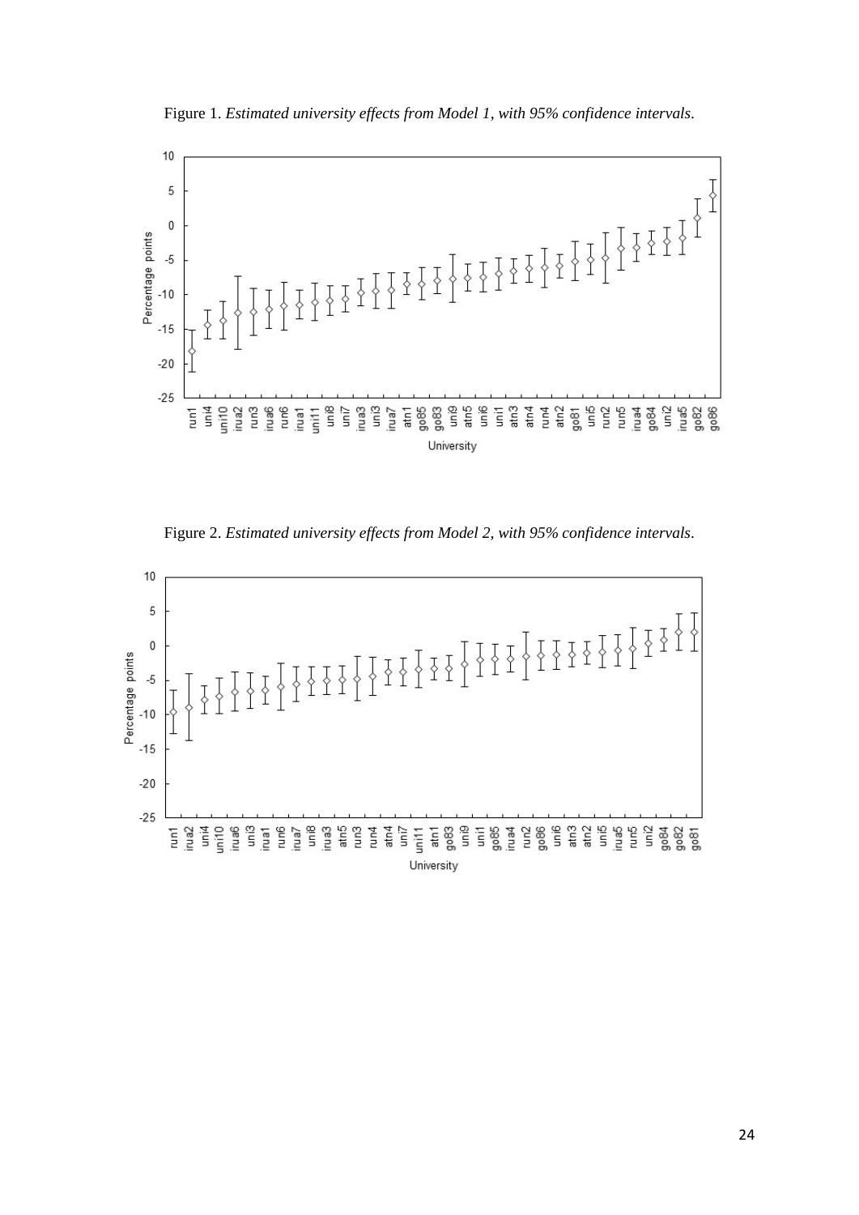Figure 1. *Estimated university effects from Model 1, with 95% confidence intervals.*

Figure 2. *Estimated university effects from Model 2, with 95% confidence intervals.*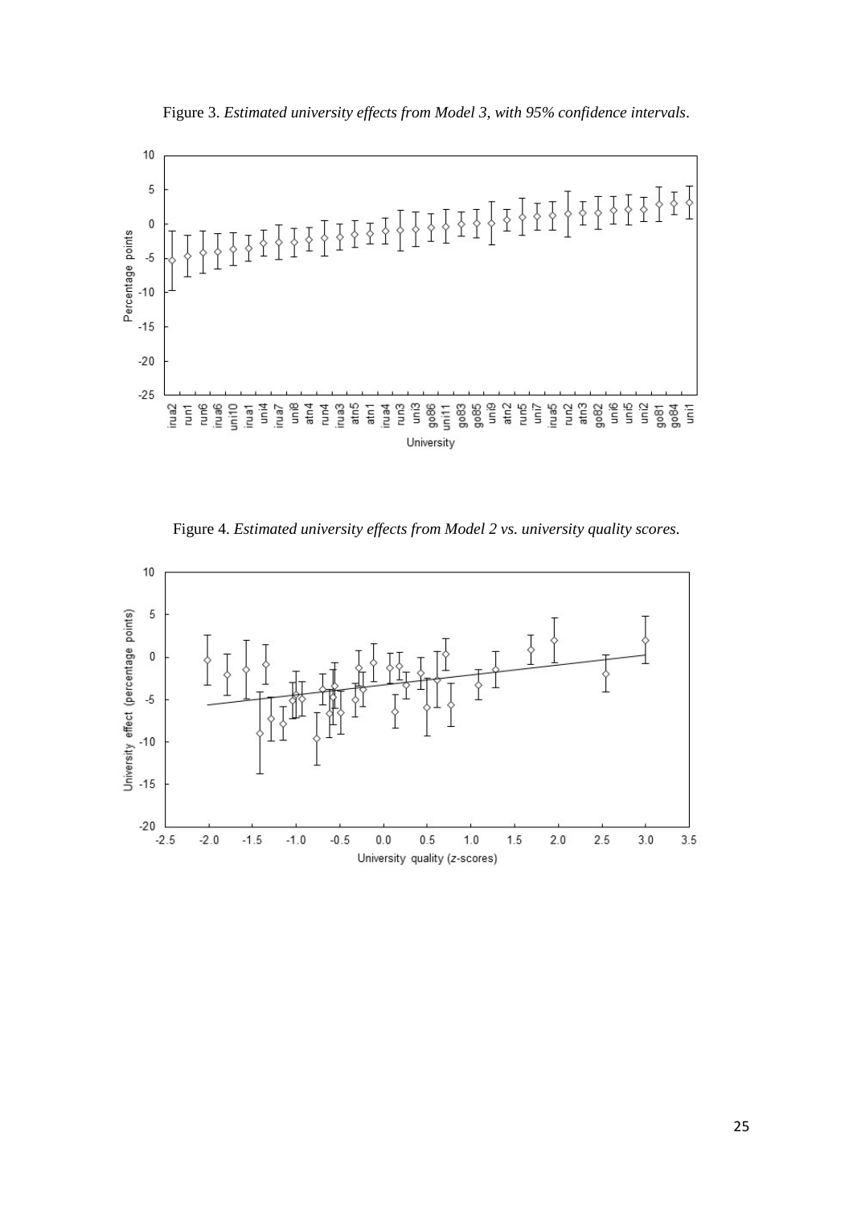Figure 3. *Estimated university effects from Model 3, with 95% confidence intervals*.

10
5
0
-5
-10
-15
-20
-25

Percentage points

irua2
run1
run6
irua6
uni10
irua1
uni4
irua7
uni8
atn4
run4
irua3
atn5
atn1
irua4
run3
uni3
go86
uni11
go83
go85
uni9
atn2
run5
uni7
irua5
run2
atn3
go82
uni6
uni5
uni2
go81
go84
uni1

University

Figure 4. *Estimated university effects from Model 2 vs. university quality scores*.

10
5
0
-5
-10
-15
-20

University effect (percentage points)

-2.5
-2.0
-1.5
-1.0
-0.5
0.0
0.5
1.0
1.5
2.0
2.5
3.0
3.5

University quality (*z*-scores)